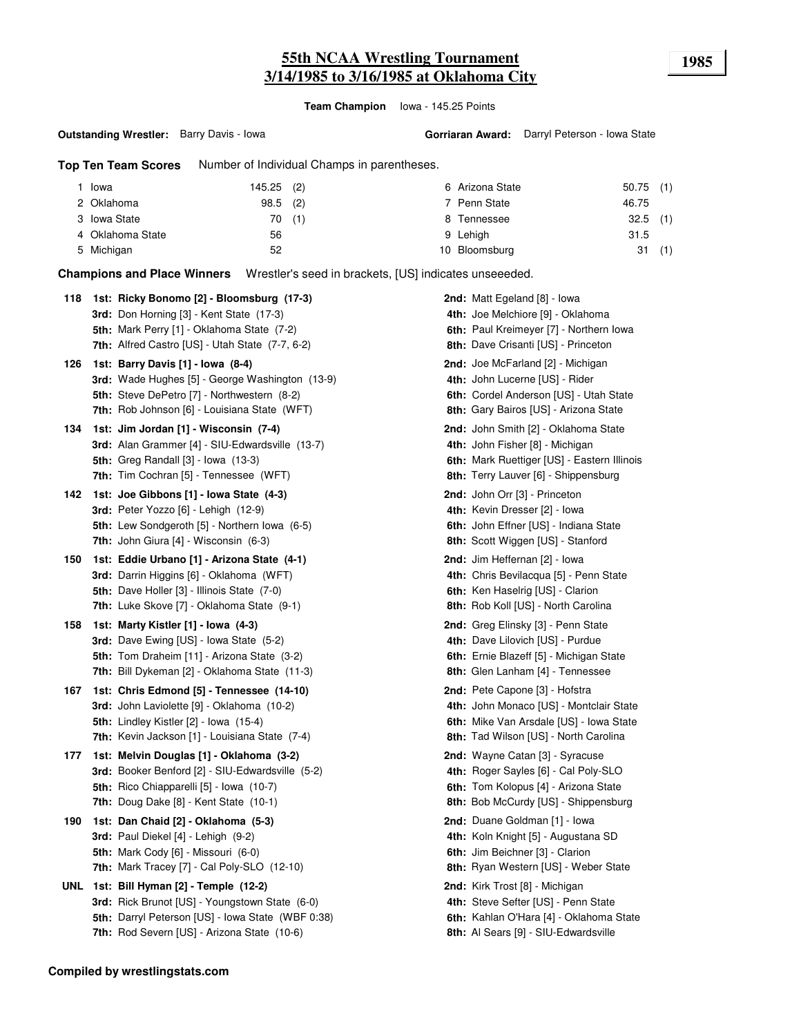# 55th NCAA Wrestling Tournament
## 3/14/1985 to 3/16/1985 at Oklahoma City

**1985**

**Team Champion** Iowa - 145.25 Points

**Outstanding Wrestler:** Barry Davis - Iowa

**Gorriaran Award:** Darryl Peterson - Iowa State

**Top Ten Team Scores** Number of Individual Champs in parentheses.

| Rank | Team | Points | Champs |
|---|---|---|---|
| 1 | Iowa | 145.25 | (2) |
| 2 | Oklahoma | 98.5 | (2) |
| 3 | Iowa State | 70 | (1) |
| 4 | Oklahoma State | 56 | |
| 5 | Michigan | 52 | |
| 6 | Arizona State | 50.75 | (1) |
| 7 | Penn State | 46.75 | |
| 8 | Tennessee | 32.5 | (1) |
| 9 | Lehigh | 31.5 | |
| 10 | Bloomsburg | 31 | (1) |

**Champions and Place Winners** Wrestler's seed in brackets, [US] indicates unseeeded.

**118**
- **1st: Ricky Bonomo [2] - Bloomsburg (17-3)**
- **2nd:** Matt Egeland [8] - Iowa
- **3rd:** Don Horning [3] - Kent State (17-3)
- **4th:** Joe Melchiore [9] - Oklahoma
- **5th:** Mark Perry [1] - Oklahoma State (7-2)
- **6th:** Paul Kreimeyer [7] - Northern Iowa
- **7th:** Alfred Castro [US] - Utah State (7-7, 6-2)
- **8th:** Dave Crisanti [US] - Princeton

**126**
- **1st: Barry Davis [1] - Iowa (8-4)**
- **2nd:** Joe McFarland [2] - Michigan
- **3rd:** Wade Hughes [5] - George Washington (13-9)
- **4th:** John Lucerne [US] - Rider
- **5th:** Steve DePetro [7] - Northwestern (8-2)
- **6th:** Cordel Anderson [US] - Utah State
- **7th:** Rob Johnson [6] - Louisiana State (WFT)
- **8th:** Gary Bairos [US] - Arizona State

**134**
- **1st: Jim Jordan [1] - Wisconsin (7-4)**
- **2nd:** John Smith [2] - Oklahoma State
- **3rd:** Alan Grammer [4] - SIU-Edwardsville (13-7)
- **4th:** John Fisher [8] - Michigan
- **5th:** Greg Randall [3] - Iowa (13-3)
- **6th:** Mark Ruettiger [US] - Eastern Illinois
- **7th:** Tim Cochran [5] - Tennessee (WFT)
- **8th:** Terry Lauver [6] - Shippensburg

**142**
- **1st: Joe Gibbons [1] - Iowa State (4-3)**
- **2nd:** John Orr [3] - Princeton
- **3rd:** Peter Yozzo [6] - Lehigh (12-9)
- **4th:** Kevin Dresser [2] - Iowa
- **5th:** Lew Sondgeroth [5] - Northern Iowa (6-5)
- **6th:** John Effner [US] - Indiana State
- **7th:** John Giura [4] - Wisconsin (6-3)
- **8th:** Scott Wiggen [US] - Stanford

**150**
- **1st: Eddie Urbano [1] - Arizona State (4-1)**
- **2nd:** Jim Heffernan [2] - Iowa
- **3rd:** Darrin Higgins [6] - Oklahoma (WFT)
- **4th:** Chris Bevilacqua [5] - Penn State
- **5th:** Dave Holler [3] - Illinois State (7-0)
- **6th:** Ken Haselrig [US] - Clarion
- **7th:** Luke Skove [7] - Oklahoma State (9-1)
- **8th:** Rob Koll [US] - North Carolina

**158**
- **1st: Marty Kistler [1] - Iowa (4-3)**
- **2nd:** Greg Elinsky [3] - Penn State
- **3rd:** Dave Ewing [US] - Iowa State (5-2)
- **4th:** Dave Lilovich [US] - Purdue
- **5th:** Tom Draheim [11] - Arizona State (3-2)
- **6th:** Ernie Blazeff [5] - Michigan State
- **7th:** Bill Dykeman [2] - Oklahoma State (11-3)
- **8th:** Glen Lanham [4] - Tennessee

**167**
- **1st: Chris Edmond [5] - Tennessee (14-10)**
- **2nd:** Pete Capone [3] - Hofstra
- **3rd:** John Laviolette [9] - Oklahoma (10-2)
- **4th:** John Monaco [US] - Montclair State
- **5th:** Lindley Kistler [2] - Iowa (15-4)
- **6th:** Mike Van Arsdale [US] - Iowa State
- **7th:** Kevin Jackson [1] - Louisiana State (7-4)
- **8th:** Tad Wilson [US] - North Carolina

**177**
- **1st: Melvin Douglas [1] - Oklahoma (3-2)**
- **2nd:** Wayne Catan [3] - Syracuse
- **3rd:** Booker Benford [2] - SIU-Edwardsville (5-2)
- **4th:** Roger Sayles [6] - Cal Poly-SLO
- **5th:** Rico Chiapparelli [5] - Iowa (10-7)
- **6th:** Tom Kolopus [4] - Arizona State
- **7th:** Doug Dake [8] - Kent State (10-1)
- **8th:** Bob McCurdy [US] - Shippensburg

**190**
- **1st: Dan Chaid [2] - Oklahoma (5-3)**
- **2nd:** Duane Goldman [1] - Iowa
- **3rd:** Paul Diekel [4] - Lehigh (9-2)
- **4th:** Koln Knight [5] - Augustana SD
- **5th:** Mark Cody [6] - Missouri (6-0)
- **6th:** Jim Beichner [3] - Clarion
- **7th:** Mark Tracey [7] - Cal Poly-SLO (12-10)
- **8th:** Ryan Western [US] - Weber State

**UNL**
- **1st: Bill Hyman [2] - Temple (12-2)**
- **2nd:** Kirk Trost [8] - Michigan
- **3rd:** Rick Brunot [US] - Youngstown State (6-0)
- **4th:** Steve Sefter [US] - Penn State
- **5th:** Darryl Peterson [US] - Iowa State (WBF 0:38)
- **6th:** Kahlan O'Hara [4] - Oklahoma State
- **7th:** Rod Severn [US] - Arizona State (10-6)
- **8th:** Al Sears [9] - SIU-Edwardsville

**Compiled by wrestlingstats.com**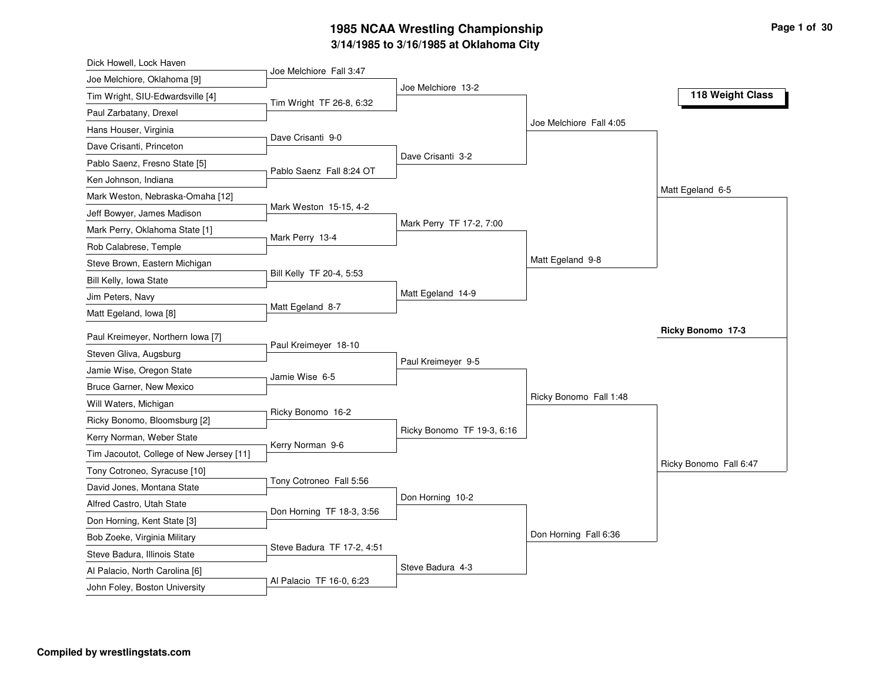# 1985 NCAA Wrestling Championship

## 3/14/1985 to 3/16/1985 at Oklahoma City

### 118 Weight Class

#### First Round

| Wrestler 1 | Wrestler 2 | Result |
| --- | --- | --- |
| Dick Howell, Lock Haven | Joe Melchiore, Oklahoma [9] | Joe Melchiore Fall 3:47 |
| Tim Wright, SIU-Edwardsville [4] | Paul Zarbatany, Drexel | Tim Wright TF 26-8, 6:32 |
| Hans Houser, Virginia | Dave Crisanti, Princeton | Dave Crisanti 9-0 |
| Pablo Saenz, Fresno State [5] | Ken Johnson, Indiana | Pablo Saenz Fall 8:24 OT |
| Mark Weston, Nebraska-Omaha [12] | Jeff Bowyer, James Madison | Mark Weston 15-15, 4-2 |
| Mark Perry, Oklahoma State [1] | Rob Calabrese, Temple | Mark Perry 13-4 |
| Steve Brown, Eastern Michigan | Bill Kelly, Iowa State | Bill Kelly TF 20-4, 5:53 |
| Jim Peters, Navy | Matt Egeland, Iowa [8] | Matt Egeland 8-7 |
| Paul Kreimeyer, Northern Iowa [7] | Steven Gliva, Augsburg | Paul Kreimeyer 18-10 |
| Jamie Wise, Oregon State | Bruce Garner, New Mexico | Jamie Wise 6-5 |
| Will Waters, Michigan | Ricky Bonomo, Bloomsburg [2] | Ricky Bonomo 16-2 |
| Kerry Norman, Weber State | Tim Jacoutot, College of New Jersey [11] | Kerry Norman 9-6 |
| Tony Cotroneo, Syracuse [10] | David Jones, Montana State | Tony Cotroneo Fall 5:56 |
| Alfred Castro, Utah State | Don Horning, Kent State [3] | Don Horning TF 18-3, 3:56 |
| Bob Zoeke, Virginia Military | Steve Badura, Illinois State | Steve Badura TF 17-2, 4:51 |
| Al Palacio, North Carolina [6] | John Foley, Boston University | Al Palacio TF 16-0, 6:23 |

#### Second Round

- Joe Melchiore 13-2
- Dave Crisanti 3-2
- Mark Perry TF 17-2, 7:00
- Matt Egeland 14-9
- Paul Kreimeyer 9-5
- Ricky Bonomo TF 19-3, 6:16
- Don Horning 10-2
- Steve Badura 4-3

#### Quarterfinals

- Joe Melchiore Fall 4:05
- Matt Egeland 9-8
- Ricky Bonomo Fall 1:48
- Don Horning Fall 6:36

#### Semifinals

- Matt Egeland 6-5
- Ricky Bonomo Fall 6:47

#### Final

**Ricky Bonomo 17-3**

Compiled by wrestlingstats.com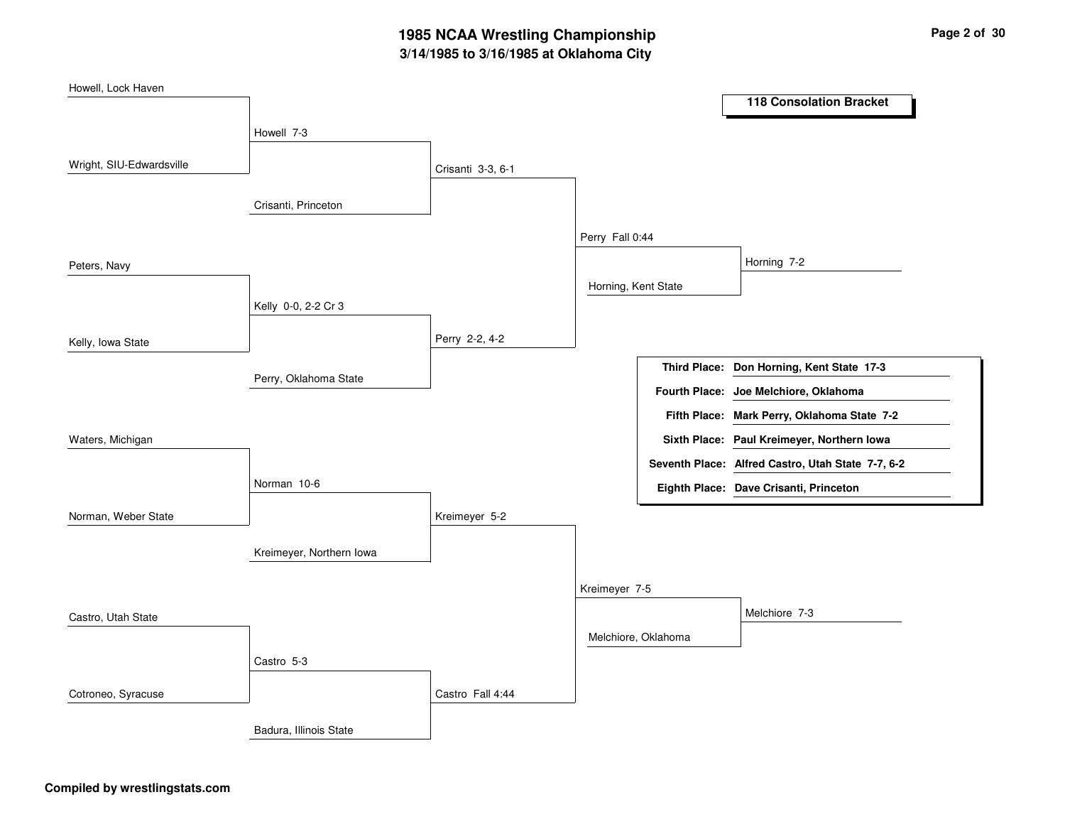# 1985 NCAA Wrestling Championship

## 3/14/1985 to 3/16/1985 at Oklahoma City

### 118 Consolation Bracket

Howell, Lock Haven

Howell 7-3

Wright, SIU-Edwardsville

Crisanti 3-3, 6-1

Crisanti, Princeton

Perry Fall 0:44

Peters, Navy

Horning 7-2

Horning, Kent State

Kelly 0-0, 2-2 Cr 3

Kelly, Iowa State

Perry 2-2, 4-2

Perry, Oklahoma State

Waters, Michigan

Norman 10-6

Norman, Weber State

Kreimeyer 5-2

Kreimeyer, Northern Iowa

Kreimeyer 7-5

Castro, Utah State

Melchiore 7-3

Melchiore, Oklahoma

Castro 5-3

Cotroneo, Syracuse

Castro Fall 4:44

Badura, Illinois State

| Place | Result |
| --- | --- |
| Third Place: | Don Horning, Kent State 17-3 |
| Fourth Place: | Joe Melchiore, Oklahoma |
| Fifth Place: | Mark Perry, Oklahoma State 7-2 |
| Sixth Place: | Paul Kreimeyer, Northern Iowa |
| Seventh Place: | Alfred Castro, Utah State 7-7, 6-2 |
| Eighth Place: | Dave Crisanti, Princeton |

**Compiled by wrestlingstats.com**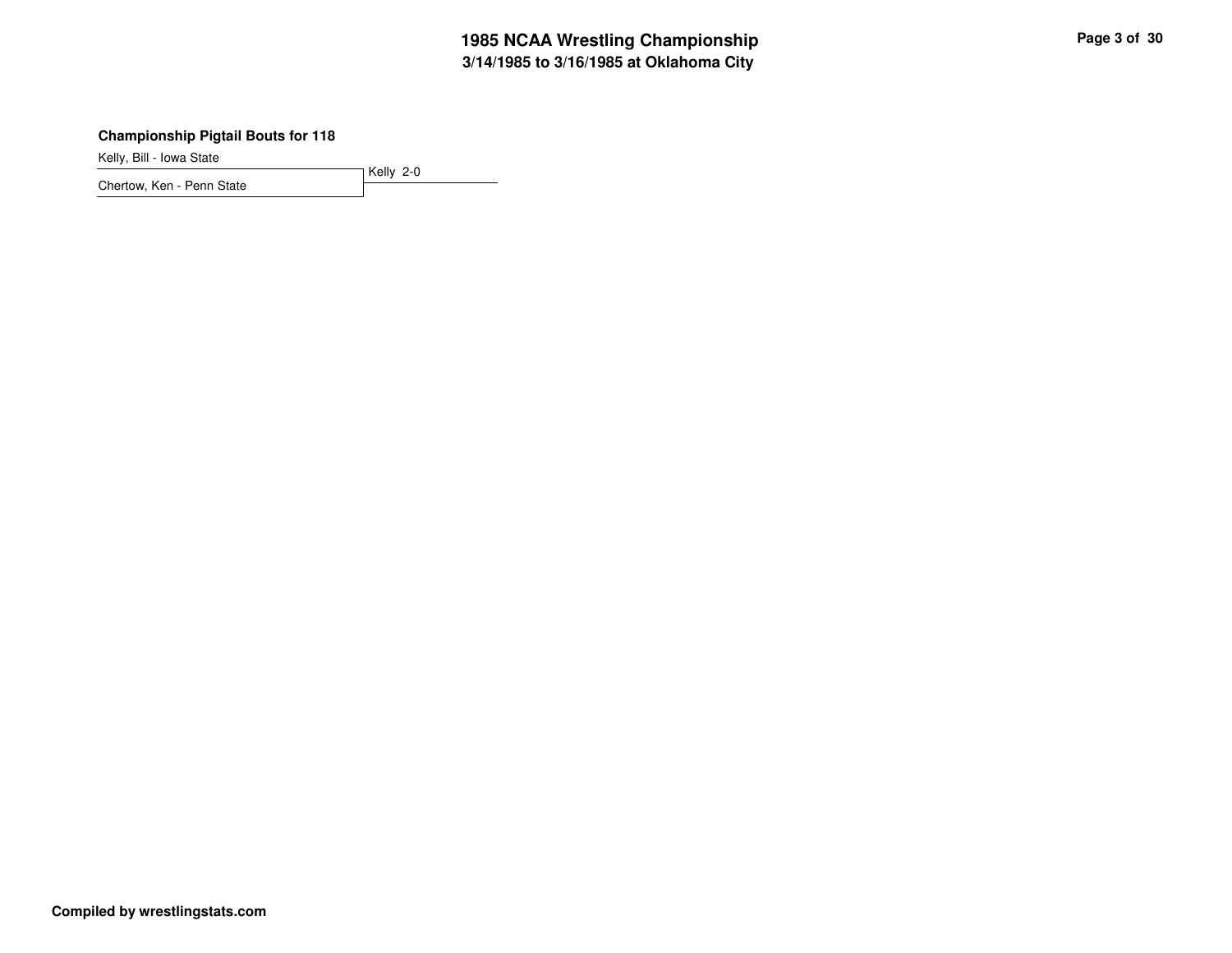**Championship Pigtail Bouts for 118**

Kelly, Bill - Iowa State

Chertow, Ken - Penn State

Kelly 2-0

**Compiled by wrestlingstats.com**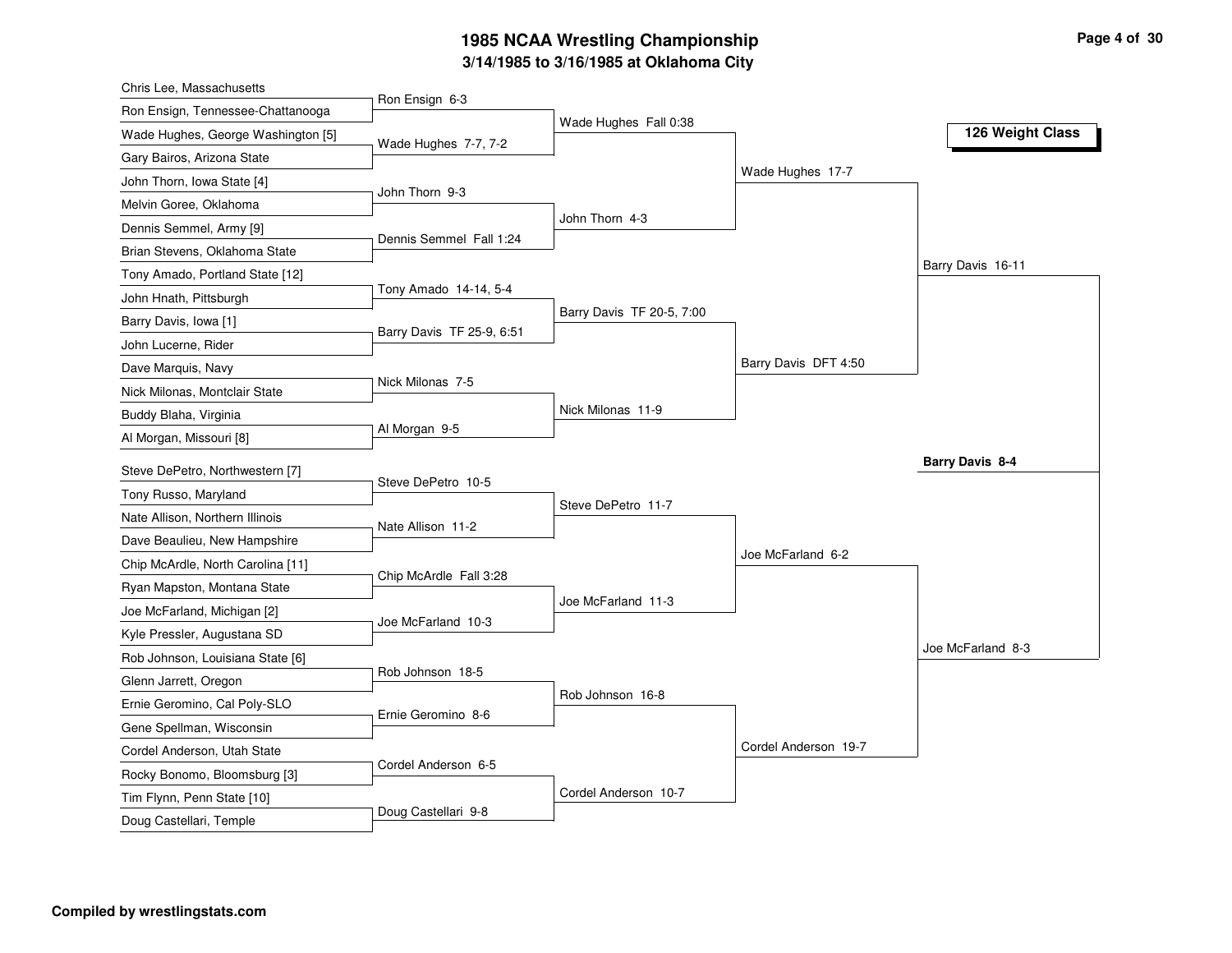# 1985 NCAA Wrestling Championship

## 3/14/1985 to 3/16/1985 at Oklahoma City

### 126 Weight Class

**First Round**

| Wrestlers | Winner |
| --- | --- |
| Chris Lee, Massachusetts vs. Ron Ensign, Tennessee-Chattanooga | Ron Ensign 6-3 |
| Wade Hughes, George Washington [5] vs. Gary Bairos, Arizona State | Wade Hughes 7-7, 7-2 |
| John Thorn, Iowa State [4] vs. Melvin Goree, Oklahoma | John Thorn 9-3 |
| Dennis Semmel, Army [9] vs. Brian Stevens, Oklahoma State | Dennis Semmel Fall 1:24 |
| Tony Amado, Portland State [12] vs. John Hnath, Pittsburgh | Tony Amado 14-14, 5-4 |
| Barry Davis, Iowa [1] vs. John Lucerne, Rider | Barry Davis TF 25-9, 6:51 |
| Dave Marquis, Navy vs. Nick Milonas, Montclair State | Nick Milonas 7-5 |
| Buddy Blaha, Virginia vs. Al Morgan, Missouri [8] | Al Morgan 9-5 |
| Steve DePetro, Northwestern [7] vs. Tony Russo, Maryland | Steve DePetro 10-5 |
| Nate Allison, Northern Illinois vs. Dave Beaulieu, New Hampshire | Nate Allison 11-2 |
| Chip McArdle, North Carolina [11] vs. Ryan Mapston, Montana State | Chip McArdle Fall 3:28 |
| Joe McFarland, Michigan [2] vs. Kyle Pressler, Augustana SD | Joe McFarland 10-3 |
| Rob Johnson, Louisiana State [6] vs. Glenn Jarrett, Oregon | Rob Johnson 18-5 |
| Ernie Geromino, Cal Poly-SLO vs. Gene Spellman, Wisconsin | Ernie Geromino 8-6 |
| Cordel Anderson, Utah State vs. Rocky Bonomo, Bloomsburg [3] | Cordel Anderson 6-5 |
| Tim Flynn, Penn State [10] vs. Doug Castellari, Temple | Doug Castellari 9-8 |

**Second Round**

| Winner |
| --- |
| Wade Hughes Fall 0:38 |
| John Thorn 4-3 |
| Barry Davis TF 20-5, 7:00 |
| Nick Milonas 11-9 |
| Steve DePetro 11-7 |
| Joe McFarland 11-3 |
| Rob Johnson 16-8 |
| Cordel Anderson 10-7 |

**Quarterfinals**

| Winner |
| --- |
| Wade Hughes 17-7 |
| Barry Davis DFT 4:50 |
| Joe McFarland 6-2 |
| Cordel Anderson 19-7 |

**Semifinals**

| Winner |
| --- |
| Barry Davis 16-11 |
| Joe McFarland 8-3 |

**Final**

**Barry Davis 8-4**

Compiled by wrestlingstats.com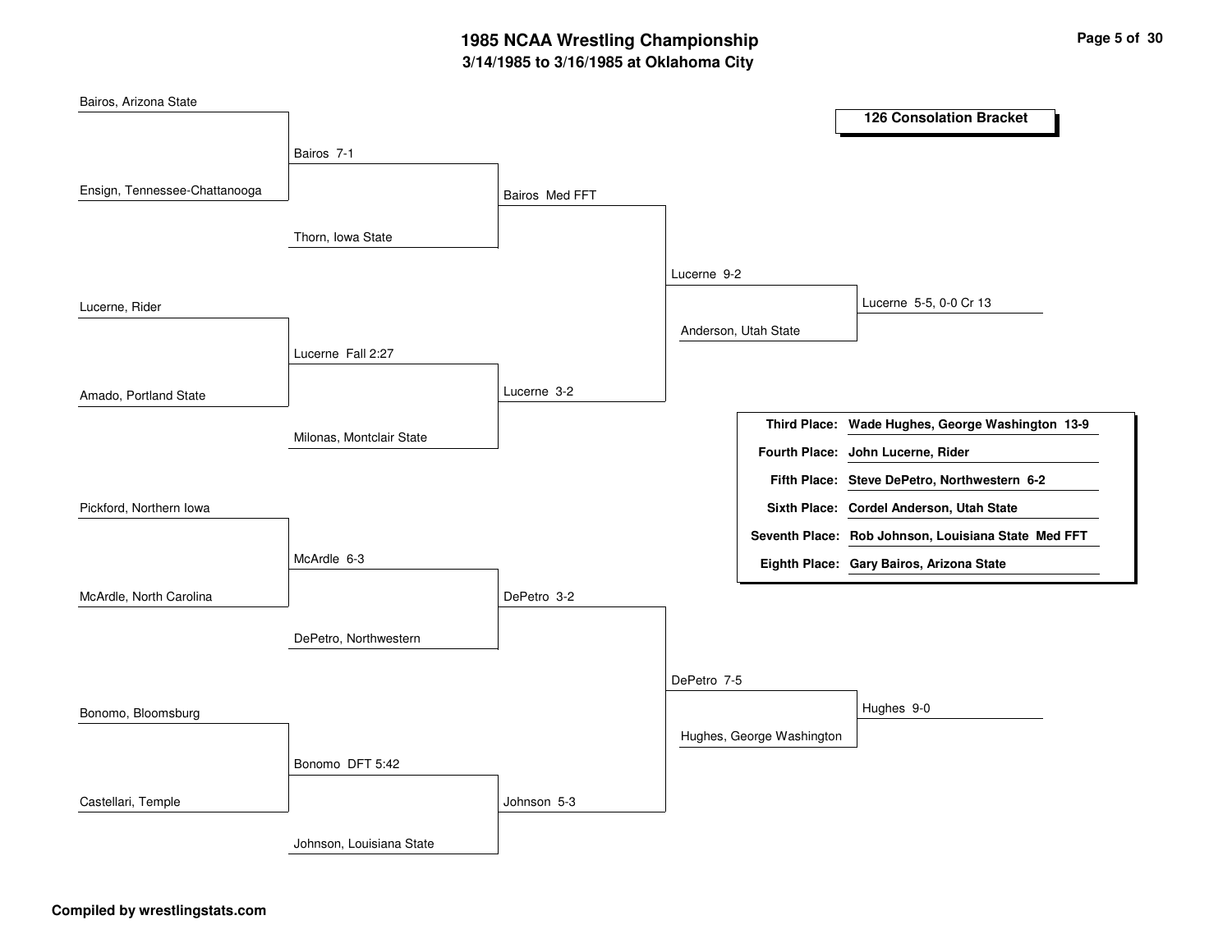# 1985 NCAA Wrestling Championship

## 3/14/1985 to 3/16/1985 at Oklahoma City

### 126 Consolation Bracket

**Round 1**

- Bairos, Arizona State vs. Ensign, Tennessee-Chattanooga — Bairos 7-1
- Lucerne, Rider vs. Amado, Portland State — Lucerne Fall 2:27
- Pickford, Northern Iowa vs. McArdle, North Carolina — McArdle 6-3
- Bonomo, Bloomsburg vs. Castellari, Temple — Bonomo DFT 5:42

**Round 2**

- Bairos vs. Thorn, Iowa State — Bairos Med FFT
- Lucerne vs. Milonas, Montclair State — Lucerne 3-2
- McArdle vs. DePetro, Northwestern — DePetro 3-2
- Bonomo vs. Johnson, Louisiana State — Johnson 5-3

**Round 3**

- Bairos vs. Lucerne — Lucerne 9-2
- DePetro vs. Johnson — DePetro 7-5

**Round 4**

- Lucerne vs. Anderson, Utah State — Lucerne 5-5, 0-0 Cr 13
- DePetro vs. Hughes, George Washington — Hughes 9-0

| Place | Wrestler |
|---|---|
| **Third Place:** | **Wade Hughes, George Washington 13-9** |
| **Fourth Place:** | **John Lucerne, Rider** |
| **Fifth Place:** | **Steve DePetro, Northwestern 6-2** |
| **Sixth Place:** | **Cordel Anderson, Utah State** |
| **Seventh Place:** | **Rob Johnson, Louisiana State Med FFT** |
| **Eighth Place:** | **Gary Bairos, Arizona State** |

**Compiled by wrestlingstats.com**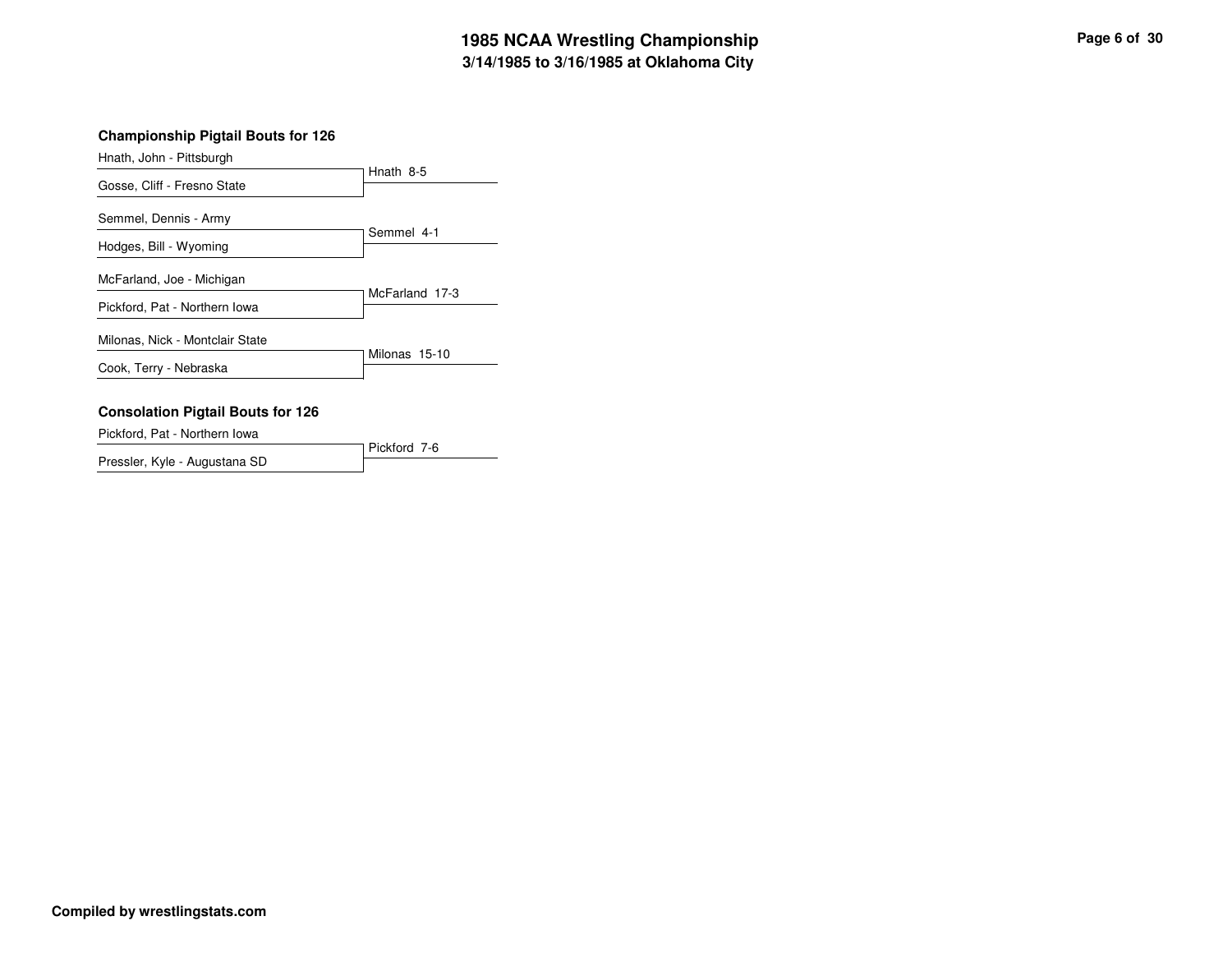### Championship Pigtail Bouts for 126

| Wrestler | Result |
| --- | --- |
| Hnath, John - Pittsburgh | Hnath 8-5 |
| Gosse, Cliff - Fresno State | |
| Semmel, Dennis - Army | Semmel 4-1 |
| Hodges, Bill - Wyoming | |
| McFarland, Joe - Michigan | McFarland 17-3 |
| Pickford, Pat - Northern Iowa | |
| Milonas, Nick - Montclair State | Milonas 15-10 |
| Cook, Terry - Nebraska | |

### Consolation Pigtail Bouts for 126

| Wrestler | Result |
| --- | --- |
| Pickford, Pat - Northern Iowa | Pickford 7-6 |
| Pressler, Kyle - Augustana SD | |

**Compiled by wrestlingstats.com**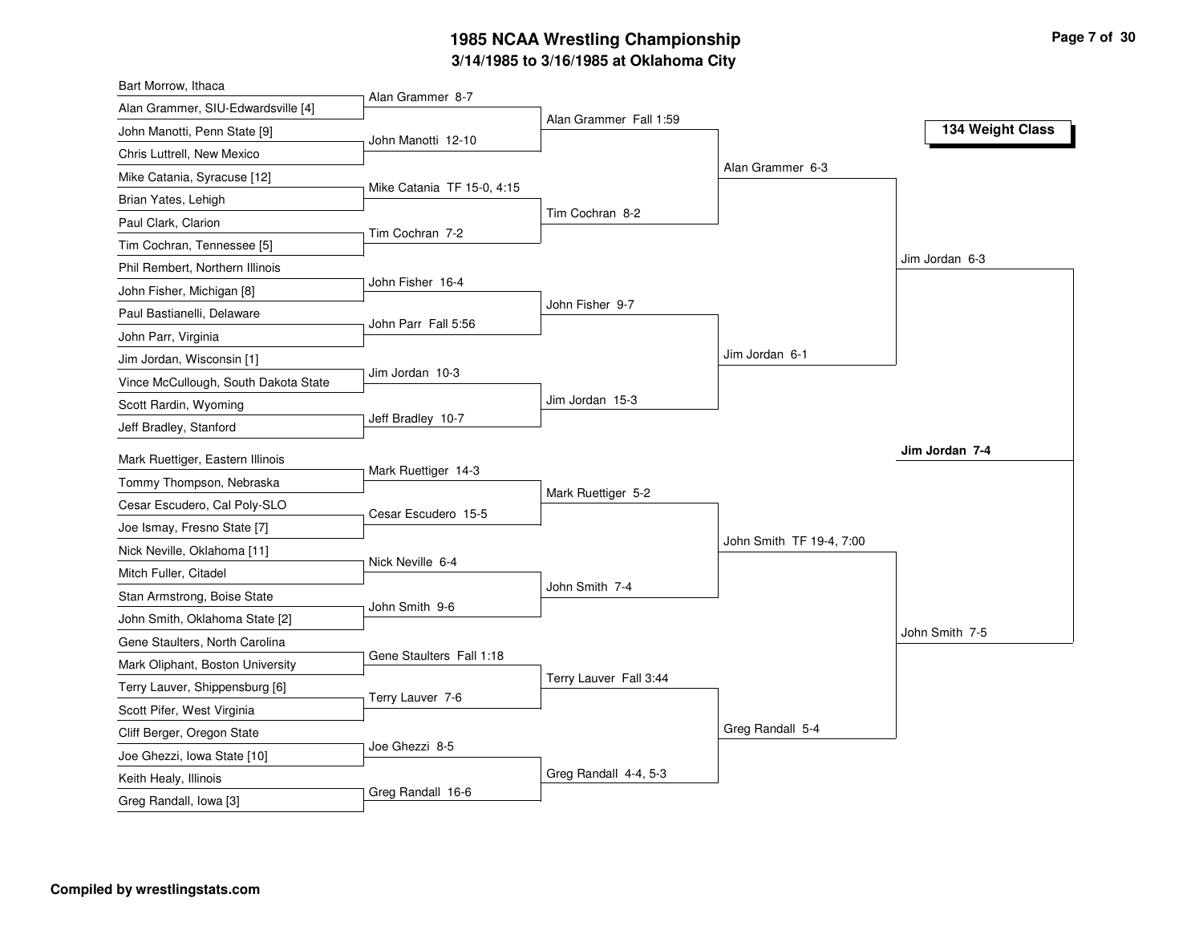# 1985 NCAA Wrestling Championship

## 3/14/1985 to 3/16/1985 at Oklahoma City

### 134 Weight Class

**First Round**

| Wrestler 1 | Wrestler 2 | Result |
|---|---|---|
| Bart Morrow, Ithaca | Alan Grammer, SIU-Edwardsville [4] | Alan Grammer 8-7 |
| John Manotti, Penn State [9] | Chris Luttrell, New Mexico | John Manotti 12-10 |
| Mike Catania, Syracuse [12] | Brian Yates, Lehigh | Mike Catania TF 15-0, 4:15 |
| Paul Clark, Clarion | Tim Cochran, Tennessee [5] | Tim Cochran 7-2 |
| Phil Rembert, Northern Illinois | John Fisher, Michigan [8] | John Fisher 16-4 |
| Paul Bastianelli, Delaware | John Parr, Virginia | John Parr Fall 5:56 |
| Jim Jordan, Wisconsin [1] | Vince McCullough, South Dakota State | Jim Jordan 10-3 |
| Scott Rardin, Wyoming | Jeff Bradley, Stanford | Jeff Bradley 10-7 |
| Mark Ruettiger, Eastern Illinois | Tommy Thompson, Nebraska | Mark Ruettiger 14-3 |
| Cesar Escudero, Cal Poly-SLO | Joe Ismay, Fresno State [7] | Cesar Escudero 15-5 |
| Nick Neville, Oklahoma [11] | Mitch Fuller, Citadel | Nick Neville 6-4 |
| Stan Armstrong, Boise State | John Smith, Oklahoma State [2] | John Smith 9-6 |
| Gene Staulters, North Carolina | Mark Oliphant, Boston University | Gene Staulters Fall 1:18 |
| Terry Lauver, Shippensburg [6] | Scott Pifer, West Virginia | Terry Lauver 7-6 |
| Cliff Berger, Oregon State | Joe Ghezzi, Iowa State [10] | Joe Ghezzi 8-5 |
| Keith Healy, Illinois | Greg Randall, Iowa [3] | Greg Randall 16-6 |

**Second Round**

- Alan Grammer Fall 1:59
- Tim Cochran 8-2
- John Fisher 9-7
- Jim Jordan 15-3
- Mark Ruettiger 5-2
- John Smith 7-4
- Terry Lauver Fall 3:44
- Greg Randall 4-4, 5-3

**Quarterfinals**

- Alan Grammer 6-3
- Jim Jordan 6-1
- John Smith TF 19-4, 7:00
- Greg Randall 5-4

**Semifinals**

- Jim Jordan 6-3
- John Smith 7-5

**Final**

- **Jim Jordan 7-4**

**Compiled by wrestlingstats.com**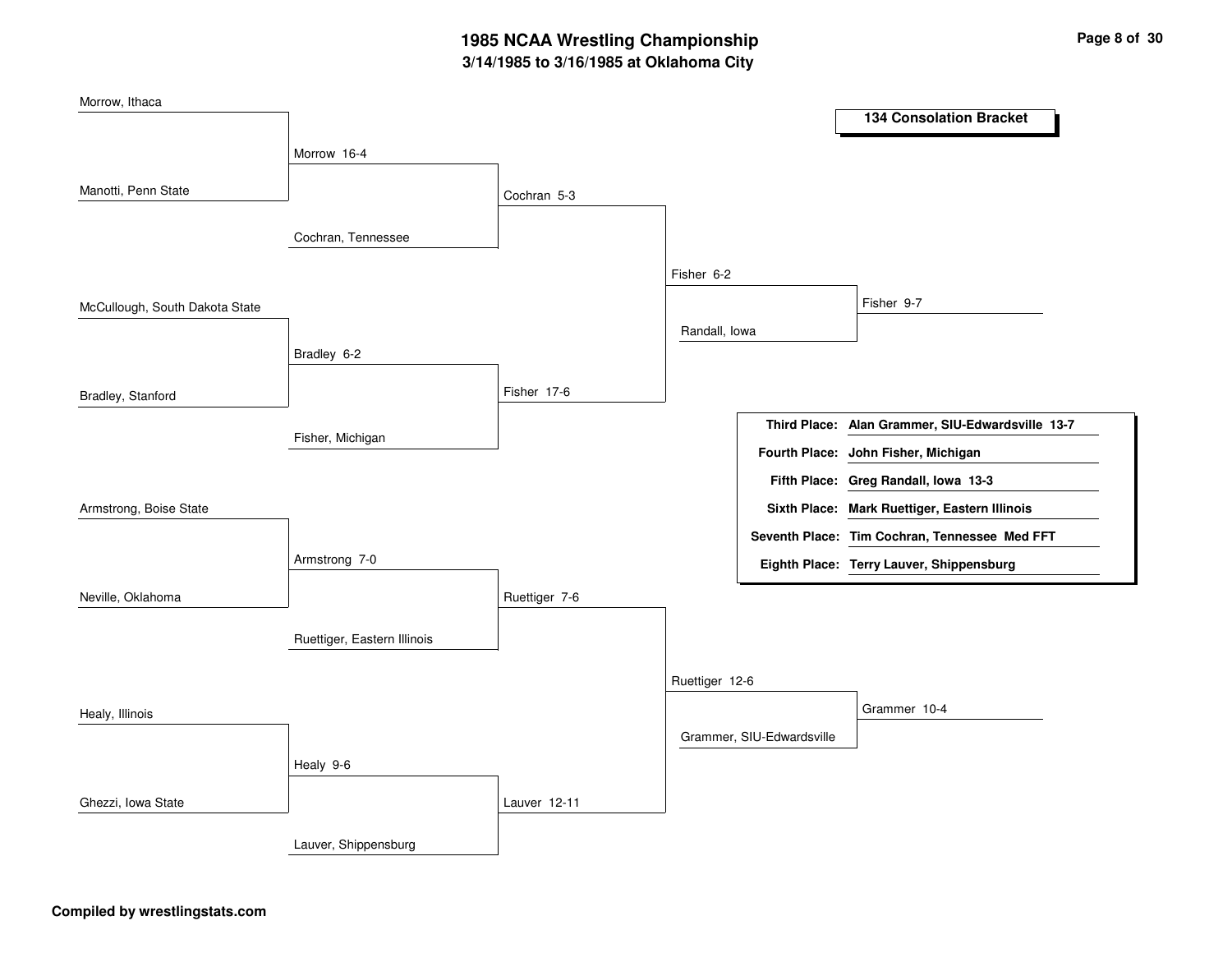# 1985 NCAA Wrestling Championship

## 3/14/1985 to 3/16/1985 at Oklahoma City

### 134 Consolation Bracket

**Round 1**

- Morrow, Ithaca vs. Manotti, Penn State — Morrow 16-4
- McCullough, South Dakota State vs. Bradley, Stanford — Bradley 6-2
- Armstrong, Boise State vs. Neville, Oklahoma — Armstrong 7-0
- Healy, Illinois vs. Ghezzi, Iowa State — Healy 9-6

**Round 2**

- Morrow vs. Cochran, Tennessee — Cochran 5-3
- Bradley vs. Fisher, Michigan — Fisher 17-6
- Armstrong vs. Ruettiger, Eastern Illinois — Ruettiger 7-6
- Healy vs. Lauver, Shippensburg — Lauver 12-11

**Round 3**

- Cochran vs. Fisher — Fisher 6-2
- Ruettiger vs. Lauver — Ruettiger 12-6

**Round 4**

- Fisher vs. Randall, Iowa — Fisher 9-7
- Ruettiger vs. Grammer, SIU-Edwardsville — Grammer 10-4

| Place | Result |
|---|---|
| **Third Place:** | **Alan Grammer, SIU-Edwardsville 13-7** |
| **Fourth Place:** | **John Fisher, Michigan** |
| **Fifth Place:** | **Greg Randall, Iowa 13-3** |
| **Sixth Place:** | **Mark Ruettiger, Eastern Illinois** |
| **Seventh Place:** | **Tim Cochran, Tennessee Med FFT** |
| **Eighth Place:** | **Terry Lauver, Shippensburg** |

**Compiled by wrestlingstats.com**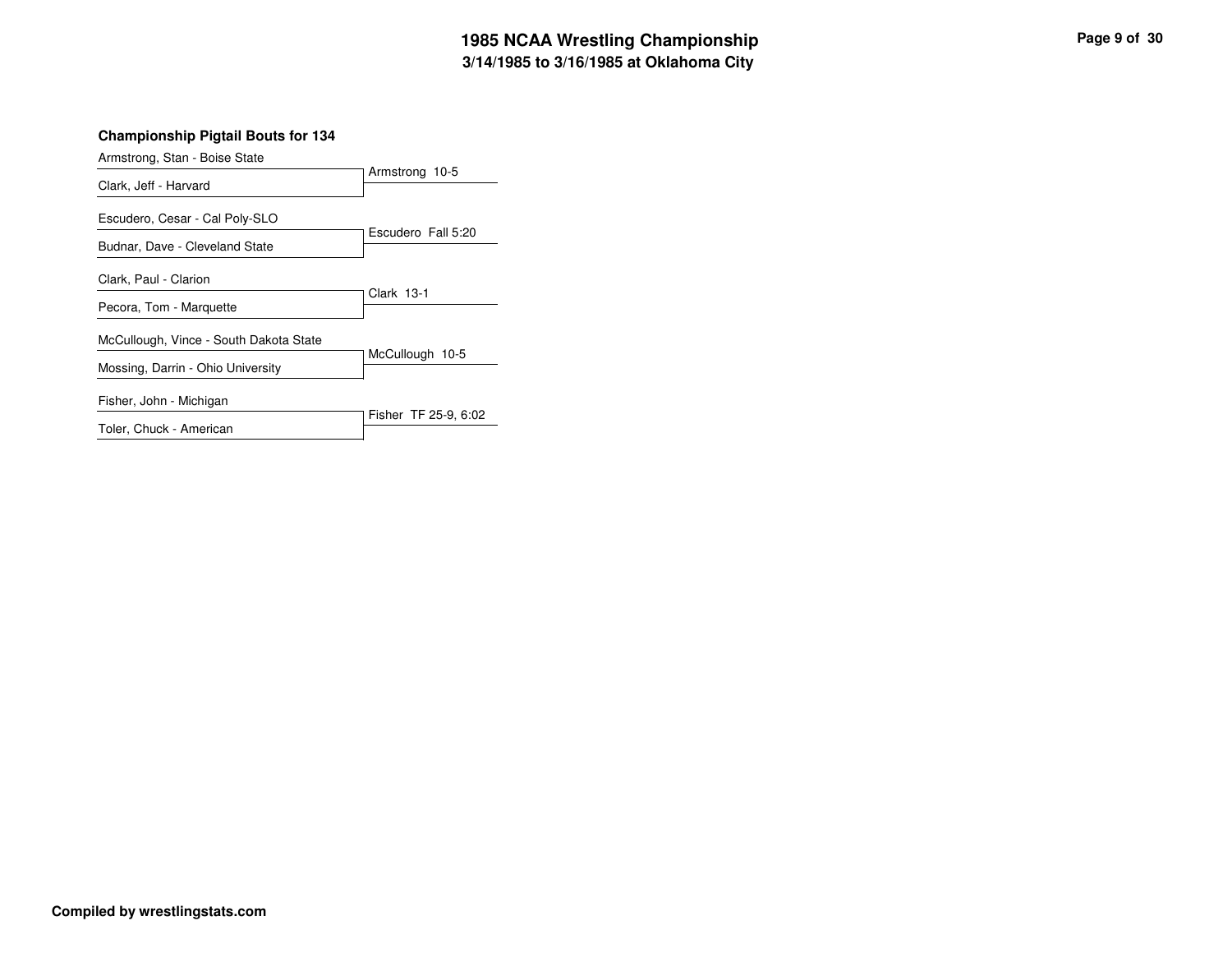# 1985 NCAA Wrestling Championship
## 3/14/1985 to 3/16/1985 at Oklahoma City

### Championship Pigtail Bouts for 134

| Wrestlers | Result |
|---|---|
| Armstrong, Stan - Boise State<br>Clark, Jeff - Harvard | Armstrong 10-5 |
| Escudero, Cesar - Cal Poly-SLO<br>Budnar, Dave - Cleveland State | Escudero Fall 5:20 |
| Clark, Paul - Clarion<br>Pecora, Tom - Marquette | Clark 13-1 |
| McCullough, Vince - South Dakota State<br>Mossing, Darrin - Ohio University | McCullough 10-5 |
| Fisher, John - Michigan<br>Toler, Chuck - American | Fisher TF 25-9, 6:02 |

**Compiled by wrestlingstats.com**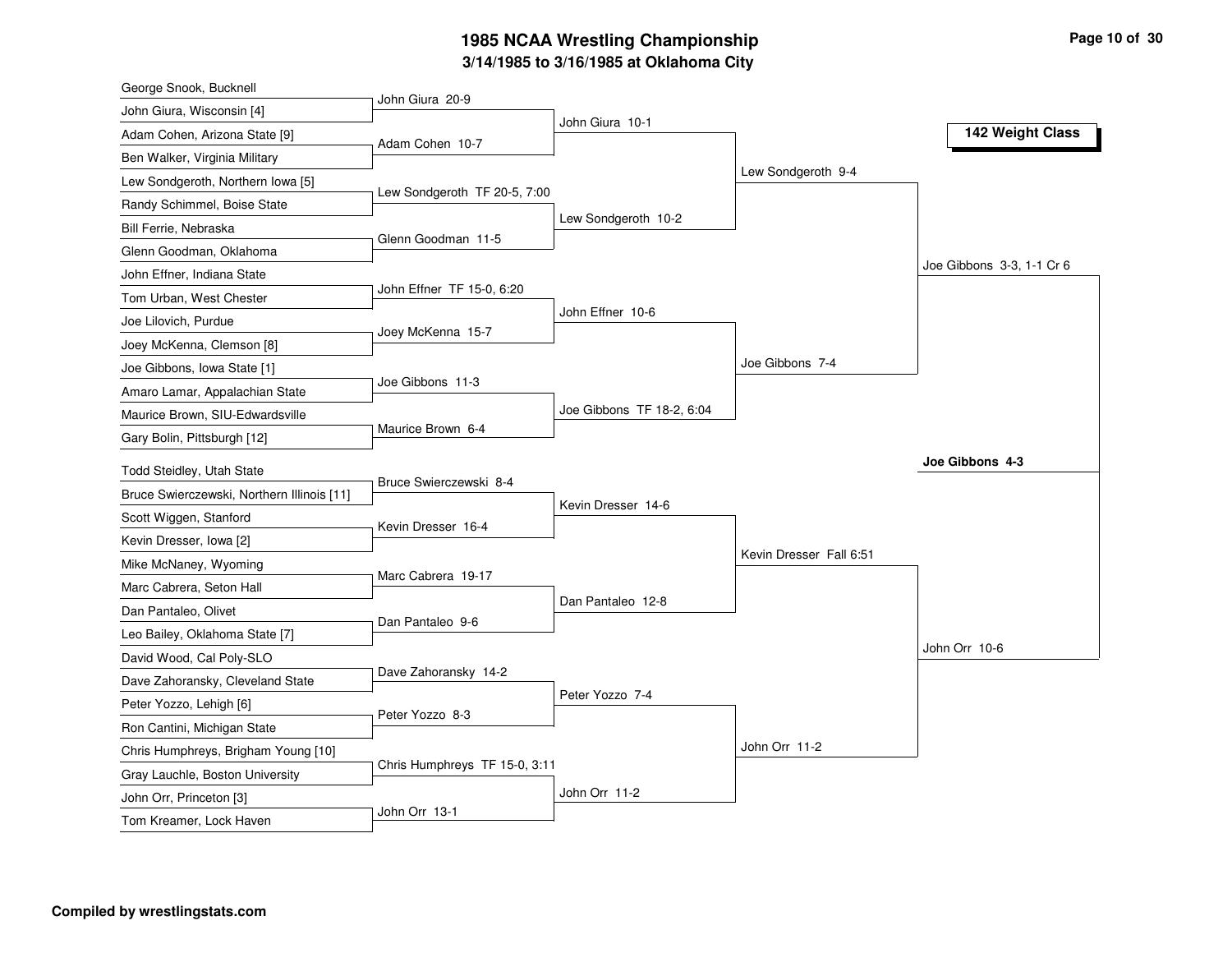# 1985 NCAA Wrestling Championship

## 3/14/1985 to 3/16/1985 at Oklahoma City

### 142 Weight Class

**First Round**

| Wrestler 1 | Wrestler 2 | Result |
|---|---|---|
| George Snook, Bucknell | John Giura, Wisconsin [4] | John Giura 20-9 |
| Adam Cohen, Arizona State [9] | Ben Walker, Virginia Military | Adam Cohen 10-7 |
| Lew Sondgeroth, Northern Iowa [5] | Randy Schimmel, Boise State | Lew Sondgeroth TF 20-5, 7:00 |
| Bill Ferrie, Nebraska | Glenn Goodman, Oklahoma | Glenn Goodman 11-5 |
| John Effner, Indiana State | Tom Urban, West Chester | John Effner TF 15-0, 6:20 |
| Joe Lilovich, Purdue | Joey McKenna, Clemson [8] | Joey McKenna 15-7 |
| Joe Gibbons, Iowa State [1] | Amaro Lamar, Appalachian State | Joe Gibbons 11-3 |
| Maurice Brown, SIU-Edwardsville | Gary Bolin, Pittsburgh [12] | Maurice Brown 6-4 |
| Todd Steidley, Utah State | Bruce Swierczewski, Northern Illinois [11] | Bruce Swierczewski 8-4 |
| Scott Wiggen, Stanford | Kevin Dresser, Iowa [2] | Kevin Dresser 16-4 |
| Mike McNaney, Wyoming | Marc Cabrera, Seton Hall | Marc Cabrera 19-17 |
| Dan Pantaleo, Olivet | Leo Bailey, Oklahoma State [7] | Dan Pantaleo 9-6 |
| David Wood, Cal Poly-SLO | Dave Zahoransky, Cleveland State | Dave Zahoransky 14-2 |
| Peter Yozzo, Lehigh [6] | Ron Cantini, Michigan State | Peter Yozzo 8-3 |
| Chris Humphreys, Brigham Young [10] | Gray Lauchle, Boston University | Chris Humphreys TF 15-0, 3:11 |
| John Orr, Princeton [3] | Tom Kreamer, Lock Haven | John Orr 13-1 |

**Second Round**

- John Giura 10-1
- Lew Sondgeroth 10-2
- John Effner 10-6
- Joe Gibbons TF 18-2, 6:04
- Kevin Dresser 14-6
- Dan Pantaleo 12-8
- Peter Yozzo 7-4
- John Orr 11-2

**Quarterfinals**

- Lew Sondgeroth 9-4
- Joe Gibbons 7-4
- Kevin Dresser Fall 6:51
- John Orr 11-2

**Semifinals**

- Joe Gibbons 3-3, 1-1 Cr 6
- John Orr 10-6

**Champion**

**Joe Gibbons 4-3**

**Compiled by wrestlingstats.com**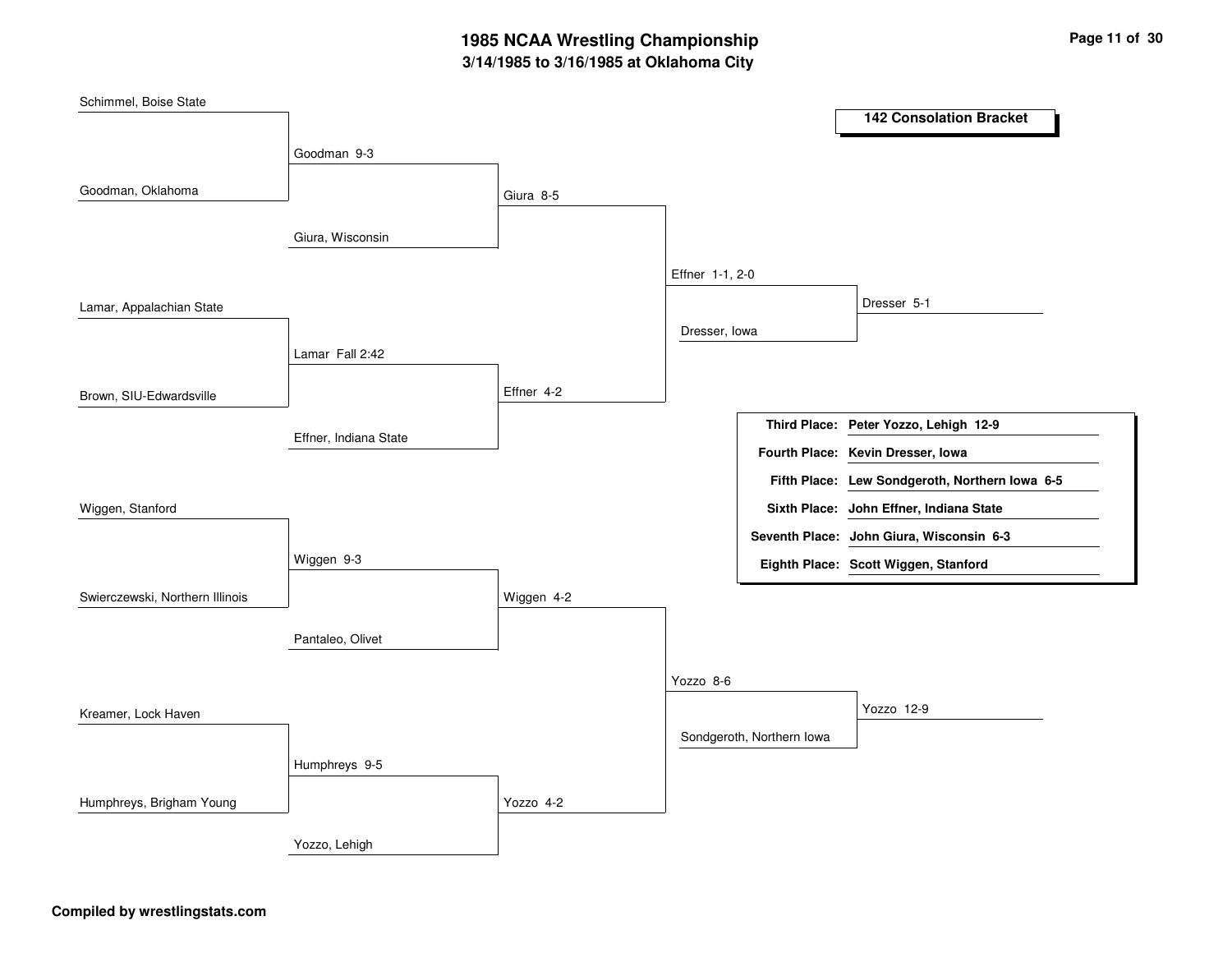# 1985 NCAA Wrestling Championship

## 3/14/1985 to 3/16/1985 at Oklahoma City

### 142 Consolation Bracket

**Round 1**

- Schimmel, Boise State vs. Goodman, Oklahoma — Goodman 9-3
- Lamar, Appalachian State vs. Brown, SIU-Edwardsville — Lamar Fall 2:42
- Wiggen, Stanford vs. Swierczewski, Northern Illinois — Wiggen 9-3
- Kreamer, Lock Haven vs. Humphreys, Brigham Young — Humphreys 9-5

**Round 2**

- Goodman vs. Giura, Wisconsin — Giura 8-5
- Lamar vs. Effner, Indiana State — Effner 4-2
- Wiggen vs. Pantaleo, Olivet — Wiggen 4-2
- Humphreys vs. Yozzo, Lehigh — Yozzo 4-2

**Round 3**

- Giura vs. Effner — Effner 1-1, 2-0
- Wiggen vs. Yozzo — Yozzo 8-6

**Round 4**

- Effner vs. Dresser, Iowa — Dresser 5-1
- Yozzo vs. Sondgeroth, Northern Iowa — Yozzo 12-9

| | |
|---|---|
| **Third Place:** | **Peter Yozzo, Lehigh 12-9** |
| **Fourth Place:** | **Kevin Dresser, Iowa** |
| **Fifth Place:** | **Lew Sondgeroth, Northern Iowa 6-5** |
| **Sixth Place:** | **John Effner, Indiana State** |
| **Seventh Place:** | **John Giura, Wisconsin 6-3** |
| **Eighth Place:** | **Scott Wiggen, Stanford** |

**Compiled by wrestlingstats.com**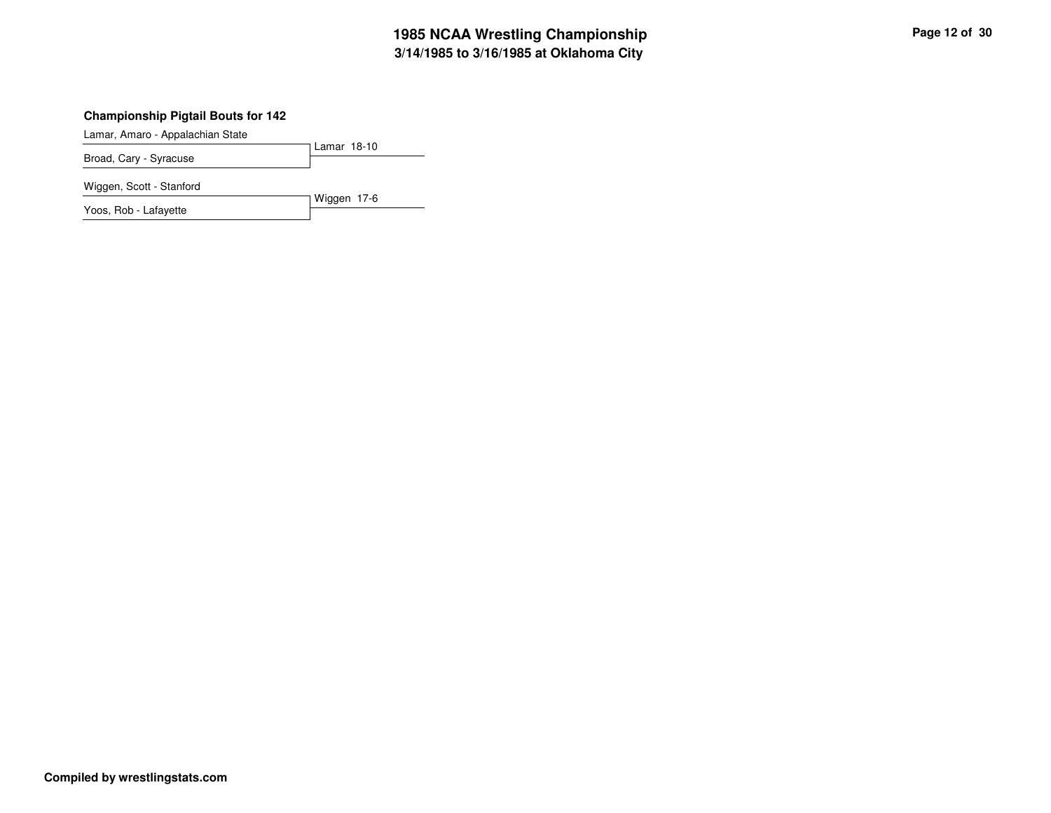# 1985 NCAA Wrestling Championship
## 3/14/1985 to 3/16/1985 at Oklahoma City

### Championship Pigtail Bouts for 142

| Wrestler | Result |
| --- | --- |
| Lamar, Amaro - Appalachian State | Lamar 18-10 |
| Broad, Cary - Syracuse | |
| Wiggen, Scott - Stanford | Wiggen 17-6 |
| Yoos, Rob - Lafayette | |

**Compiled by wrestlingstats.com**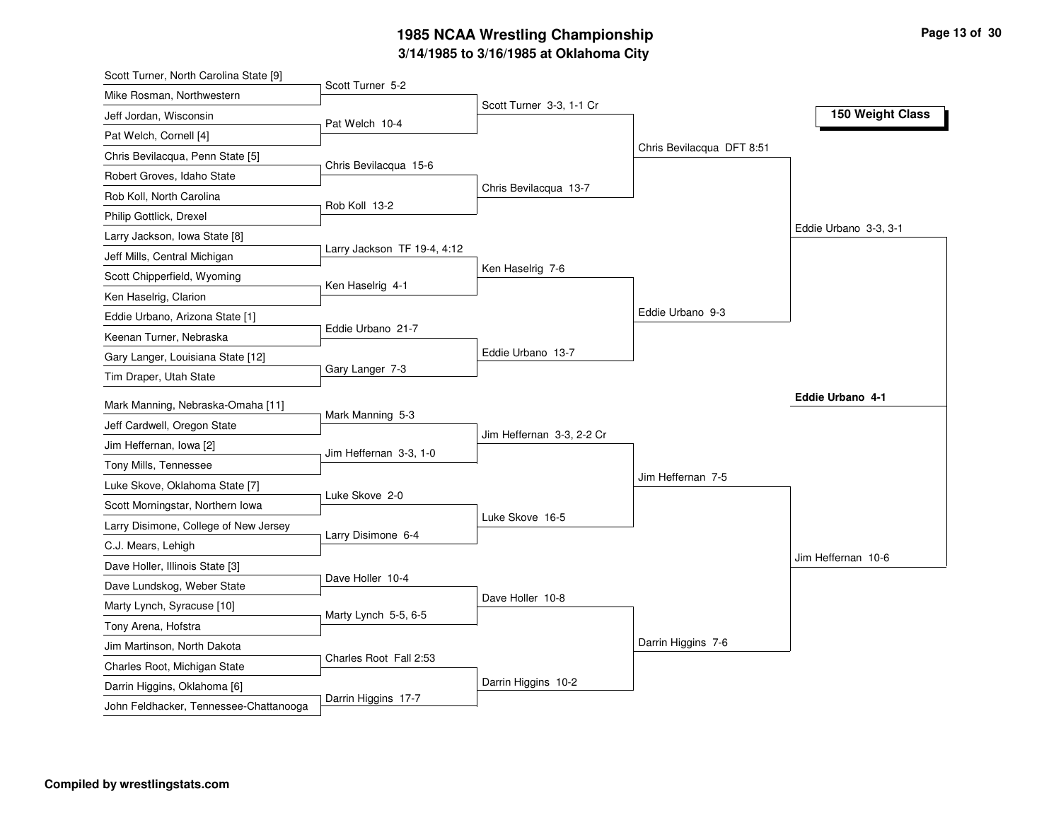# 1985 NCAA Wrestling Championship

## 3/14/1985 to 3/16/1985 at Oklahoma City

### 150 Weight Class

**First Round**

- Scott Turner, North Carolina State [9] vs. Mike Rosman, Northwestern — Scott Turner 5-2
- Jeff Jordan, Wisconsin vs. Pat Welch, Cornell [4] — Pat Welch 10-4
- Chris Bevilacqua, Penn State [5] vs. Robert Groves, Idaho State — Chris Bevilacqua 15-6
- Rob Koll, North Carolina vs. Philip Gottlick, Drexel — Rob Koll 13-2
- Larry Jackson, Iowa State [8] vs. Jeff Mills, Central Michigan — Larry Jackson TF 19-4, 4:12
- Scott Chipperfield, Wyoming vs. Ken Haselrig, Clarion — Ken Haselrig 4-1
- Eddie Urbano, Arizona State [1] vs. Keenan Turner, Nebraska — Eddie Urbano 21-7
- Gary Langer, Louisiana State [12] vs. Tim Draper, Utah State — Gary Langer 7-3
- Mark Manning, Nebraska-Omaha [11] vs. Jeff Cardwell, Oregon State — Mark Manning 5-3
- Jim Heffernan, Iowa [2] vs. Tony Mills, Tennessee — Jim Heffernan 3-3, 1-0
- Luke Skove, Oklahoma State [7] vs. Scott Morningstar, Northern Iowa — Luke Skove 2-0
- Larry Disimone, College of New Jersey vs. C.J. Mears, Lehigh — Larry Disimone 6-4
- Dave Holler, Illinois State [3] vs. Dave Lundskog, Weber State — Dave Holler 10-4
- Marty Lynch, Syracuse [10] vs. Tony Arena, Hofstra — Marty Lynch 5-5, 6-5
- Jim Martinson, North Dakota vs. Charles Root, Michigan State — Charles Root Fall 2:53
- Darrin Higgins, Oklahoma [6] vs. John Feldhacker, Tennessee-Chattanooga — Darrin Higgins 17-7

**Second Round**

- Scott Turner 3-3, 1-1 Cr
- Chris Bevilacqua 13-7
- Ken Haselrig 7-6
- Eddie Urbano 13-7
- Jim Heffernan 3-3, 2-2 Cr
- Luke Skove 16-5
- Dave Holler 10-8
- Darrin Higgins 10-2

**Quarterfinals**

- Chris Bevilacqua DFT 8:51
- Eddie Urbano 9-3
- Jim Heffernan 7-5
- Darrin Higgins 7-6

**Semifinals**

- Eddie Urbano 3-3, 3-1
- Jim Heffernan 10-6

**Final**

- **Eddie Urbano 4-1**

Compiled by wrestlingstats.com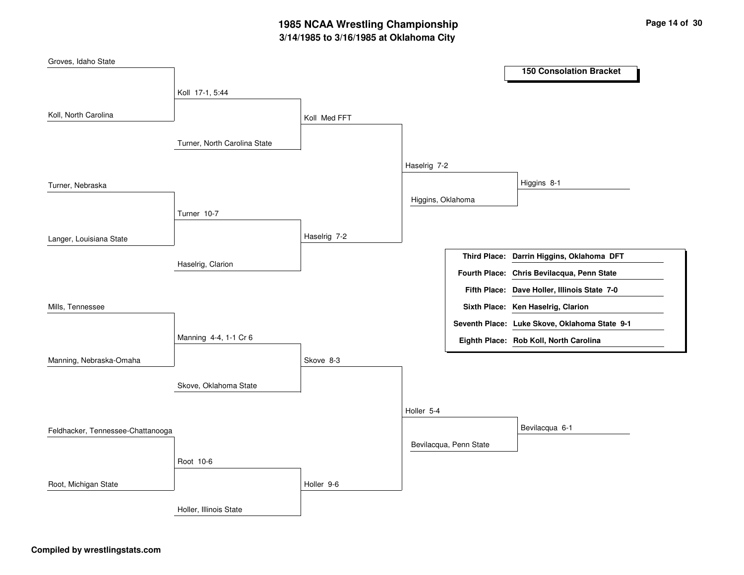# 1985 NCAA Wrestling Championship

## 3/14/1985 to 3/16/1985 at Oklahoma City

### 150 Consolation Bracket

**Round 1**

- Groves, Idaho State vs. Koll, North Carolina — Koll 17-1, 5:44
- Turner, Nebraska vs. Langer, Louisiana State — Turner 10-7
- Mills, Tennessee vs. Manning, Nebraska-Omaha — Manning 4-4, 1-1 Cr 6
- Feldhacker, Tennessee-Chattanooga vs. Root, Michigan State — Root 10-6

**Round 2**

- Koll vs. Turner, North Carolina State — Koll Med FFT
- Turner vs. Haselrig, Clarion — Haselrig 7-2
- Manning vs. Skove, Oklahoma State — Skove 8-3
- Root vs. Holler, Illinois State — Holler 9-6

**Round 3**

- Koll vs. Haselrig — Haselrig 7-2
- Skove vs. Holler — Holler 5-4

**Round 4**

- Haselrig vs. Higgins, Oklahoma — Higgins 8-1
- Holler vs. Bevilacqua, Penn State — Bevilacqua 6-1

| Place | Wrestler |
|---|---|
| Third Place: | Darrin Higgins, Oklahoma DFT |
| Fourth Place: | Chris Bevilacqua, Penn State |
| Fifth Place: | Dave Holler, Illinois State 7-0 |
| Sixth Place: | Ken Haselrig, Clarion |
| Seventh Place: | Luke Skove, Oklahoma State 9-1 |
| Eighth Place: | Rob Koll, North Carolina |

**Compiled by wrestlingstats.com**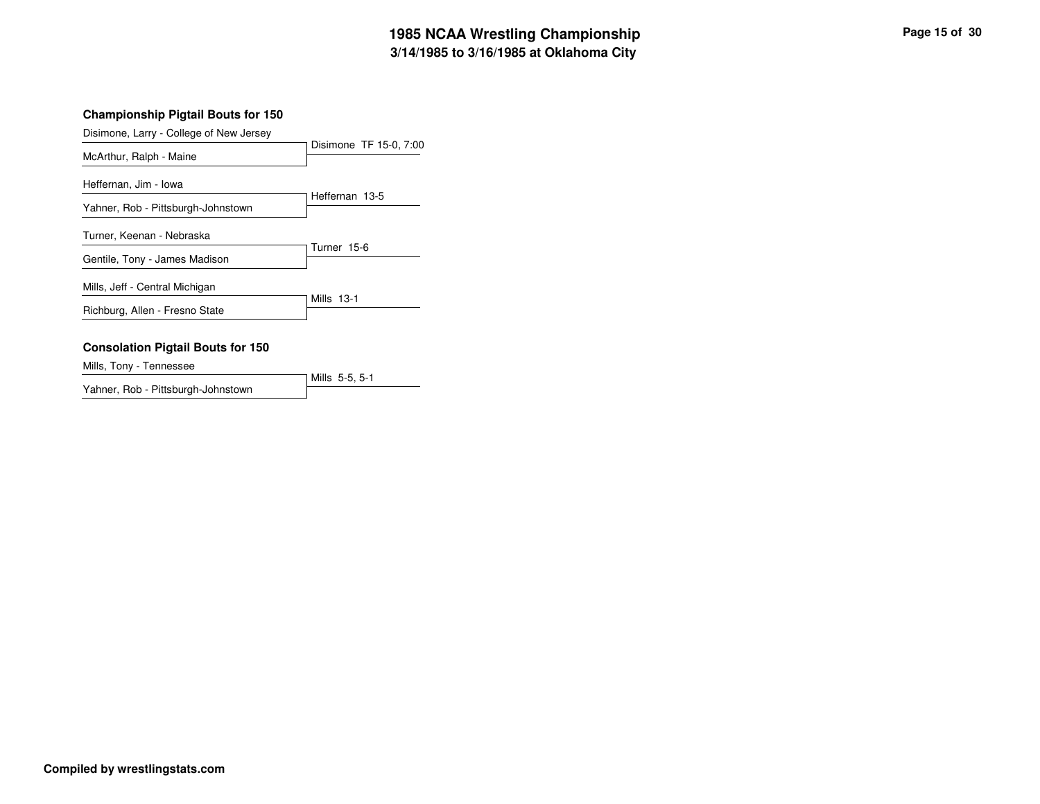# 1985 NCAA Wrestling Championship

## 3/14/1985 to 3/16/1985 at Oklahoma City

### Championship Pigtail Bouts for 150

| Wrestlers | Result |
| --- | --- |
| Disimone, Larry - College of New Jersey<br>McArthur, Ralph - Maine | Disimone TF 15-0, 7:00 |
| Heffernan, Jim - Iowa<br>Yahner, Rob - Pittsburgh-Johnstown | Heffernan 13-5 |
| Turner, Keenan - Nebraska<br>Gentile, Tony - James Madison | Turner 15-6 |
| Mills, Jeff - Central Michigan<br>Richburg, Allen - Fresno State | Mills 13-1 |

### Consolation Pigtail Bouts for 150

| Wrestlers | Result |
| --- | --- |
| Mills, Tony - Tennessee<br>Yahner, Rob - Pittsburgh-Johnstown | Mills 5-5, 5-1 |

**Compiled by wrestlingstats.com**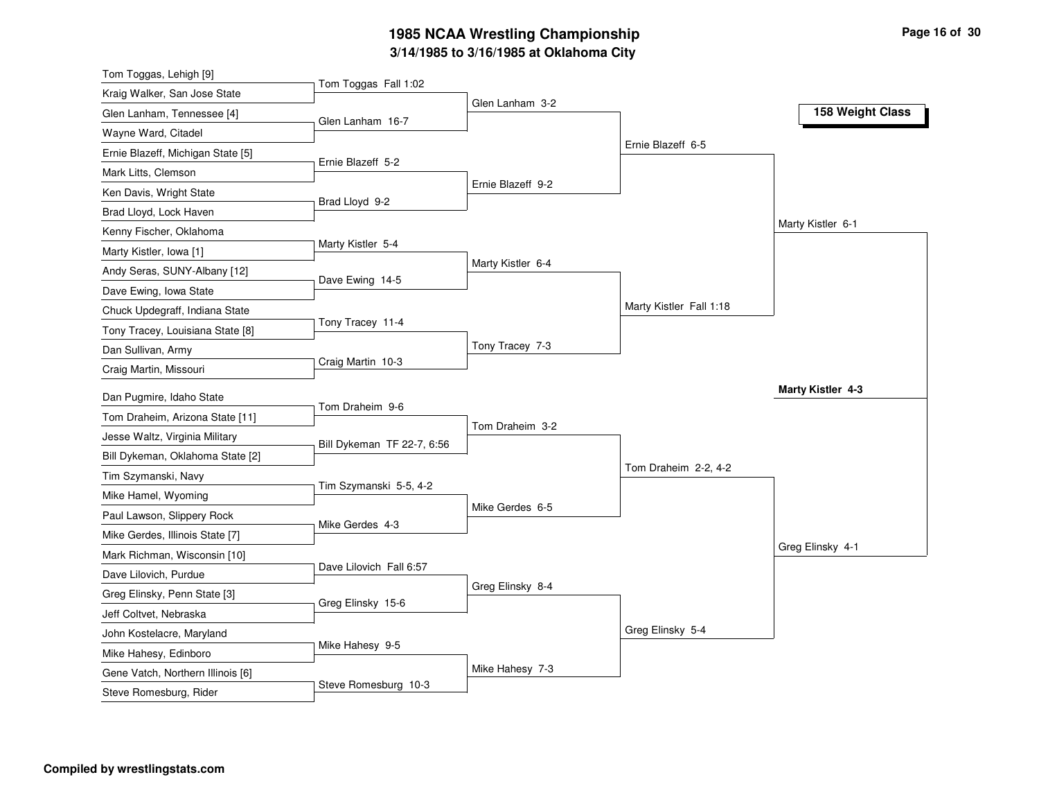# 1985 NCAA Wrestling Championship

## 3/14/1985 to 3/16/1985 at Oklahoma City

### 158 Weight Class

**First Round**

| Wrestlers | Result |
| --- | --- |
| Tom Toggas, Lehigh [9] vs. Kraig Walker, San Jose State | Tom Toggas Fall 1:02 |
| Glen Lanham, Tennessee [4] vs. Wayne Ward, Citadel | Glen Lanham 16-7 |
| Ernie Blazeff, Michigan State [5] vs. Mark Litts, Clemson | Ernie Blazeff 5-2 |
| Ken Davis, Wright State vs. Brad Lloyd, Lock Haven | Brad Lloyd 9-2 |
| Kenny Fischer, Oklahoma vs. Marty Kistler, Iowa [1] | Marty Kistler 5-4 |
| Andy Seras, SUNY-Albany [12] vs. Dave Ewing, Iowa State | Dave Ewing 14-5 |
| Chuck Updegraff, Indiana State vs. Tony Tracey, Louisiana State [8] | Tony Tracey 11-4 |
| Dan Sullivan, Army vs. Craig Martin, Missouri | Craig Martin 10-3 |
| Dan Pugmire, Idaho State vs. Tom Draheim, Arizona State [11] | Tom Draheim 9-6 |
| Jesse Waltz, Virginia Military vs. Bill Dykeman, Oklahoma State [2] | Bill Dykeman TF 22-7, 6:56 |
| Tim Szymanski, Navy vs. Mike Hamel, Wyoming | Tim Szymanski 5-5, 4-2 |
| Paul Lawson, Slippery Rock vs. Mike Gerdes, Illinois State [7] | Mike Gerdes 4-3 |
| Mark Richman, Wisconsin [10] vs. Dave Lilovich, Purdue | Dave Lilovich Fall 6:57 |
| Greg Elinsky, Penn State [3] vs. Jeff Coltvet, Nebraska | Greg Elinsky 15-6 |
| John Kostelacre, Maryland vs. Mike Hahesy, Edinboro | Mike Hahesy 9-5 |
| Gene Vatch, Northern Illinois [6] vs. Steve Romesburg, Rider | Steve Romesburg 10-3 |

**Second Round**

| Wrestlers | Result |
| --- | --- |
| Tom Toggas vs. Glen Lanham | Glen Lanham 3-2 |
| Ernie Blazeff vs. Brad Lloyd | Ernie Blazeff 9-2 |
| Marty Kistler vs. Dave Ewing | Marty Kistler 6-4 |
| Tony Tracey vs. Craig Martin | Tony Tracey 7-3 |
| Tom Draheim vs. Bill Dykeman | Tom Draheim 3-2 |
| Tim Szymanski vs. Mike Gerdes | Mike Gerdes 6-5 |
| Dave Lilovich vs. Greg Elinsky | Greg Elinsky 8-4 |
| Mike Hahesy vs. Steve Romesburg | Mike Hahesy 7-3 |

**Quarterfinals**

| Wrestlers | Result |
| --- | --- |
| Glen Lanham vs. Ernie Blazeff | Ernie Blazeff 6-5 |
| Marty Kistler vs. Tony Tracey | Marty Kistler Fall 1:18 |
| Tom Draheim vs. Mike Gerdes | Tom Draheim 2-2, 4-2 |
| Greg Elinsky vs. Mike Hahesy | Greg Elinsky 5-4 |

**Semifinals**

| Wrestlers | Result |
| --- | --- |
| Ernie Blazeff vs. Marty Kistler | Marty Kistler 6-1 |
| Tom Draheim vs. Greg Elinsky | Greg Elinsky 4-1 |

**Final**

| Wrestlers | Result |
| --- | --- |
| Marty Kistler vs. Greg Elinsky | **Marty Kistler 4-3** |

**Compiled by wrestlingstats.com**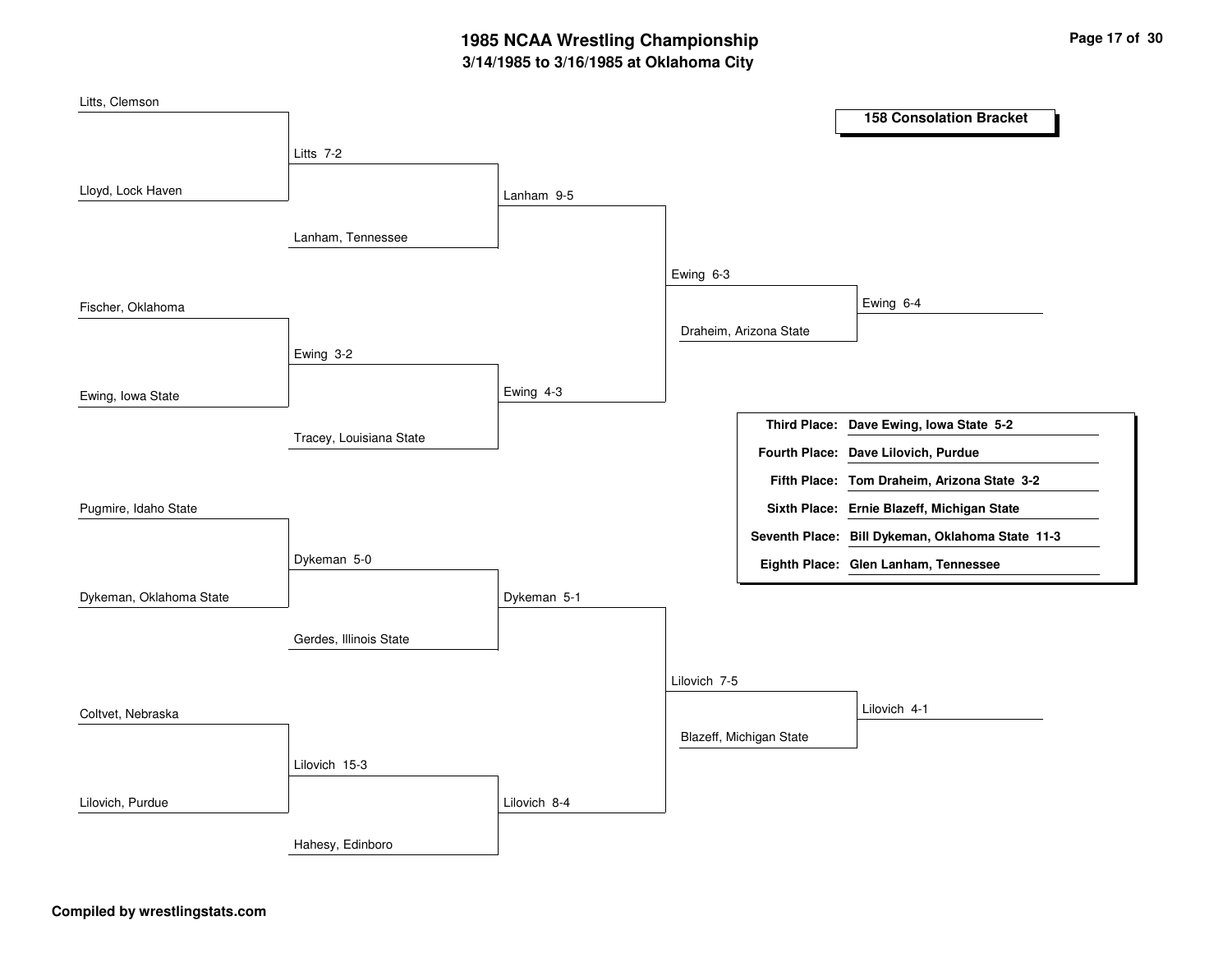# 1985 NCAA Wrestling Championship

## 3/14/1985 to 3/16/1985 at Oklahoma City

### 158 Consolation Bracket

**Round 1**

- Litts, Clemson vs. Lloyd, Lock Haven — Litts 7-2
- Fischer, Oklahoma vs. Ewing, Iowa State — Ewing 3-2
- Pugmire, Idaho State vs. Dykeman, Oklahoma State — Dykeman 5-0
- Coltvet, Nebraska vs. Lilovich, Purdue — Lilovich 15-3

**Round 2**

- Litts vs. Lanham, Tennessee — Lanham 9-5
- Ewing vs. Tracey, Louisiana State — Ewing 4-3
- Dykeman vs. Gerdes, Illinois State — Dykeman 5-1
- Lilovich vs. Hahesy, Edinboro — Lilovich 8-4

**Round 3**

- Lanham vs. Ewing — Ewing 6-3
- Dykeman vs. Lilovich — Lilovich 7-5

**Round 4**

- Ewing vs. Draheim, Arizona State — Ewing 6-4
- Lilovich vs. Blazeff, Michigan State — Lilovich 4-1

| Place | Wrestler |
|---|---|
| **Third Place:** | **Dave Ewing, Iowa State 5-2** |
| **Fourth Place:** | **Dave Lilovich, Purdue** |
| **Fifth Place:** | **Tom Draheim, Arizona State 3-2** |
| **Sixth Place:** | **Ernie Blazeff, Michigan State** |
| **Seventh Place:** | **Bill Dykeman, Oklahoma State 11-3** |
| **Eighth Place:** | **Glen Lanham, Tennessee** |

**Compiled by wrestlingstats.com**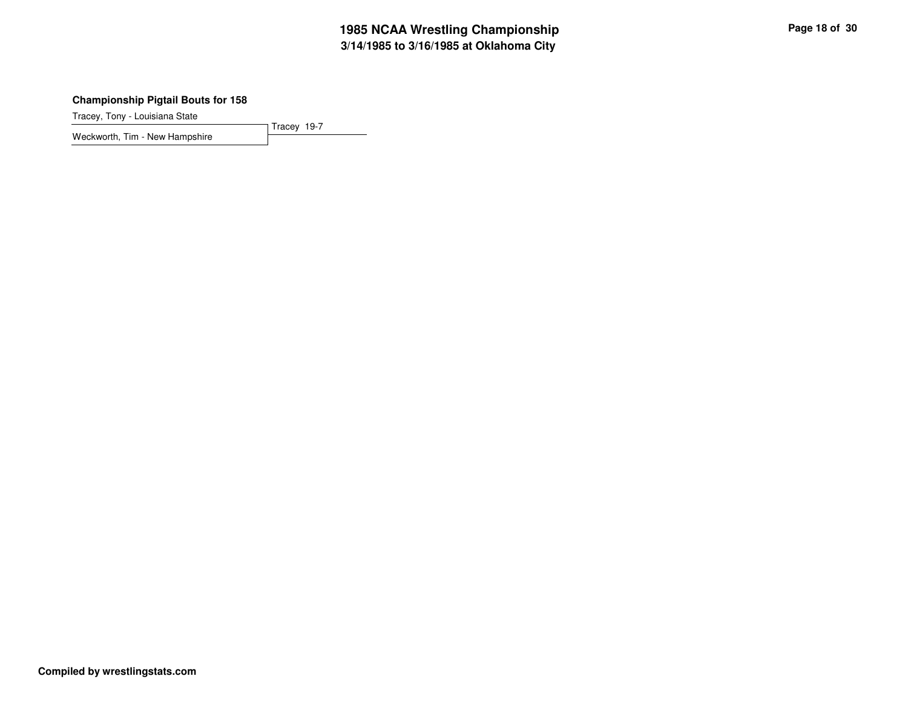# 1985 NCAA Wrestling Championship
## 3/14/1985 to 3/16/1985 at Oklahoma City

### Championship Pigtail Bouts for 158

Tracey, Tony - Louisiana State

Weckworth, Tim - New Hampshire

Tracey 19-7

**Compiled by wrestlingstats.com**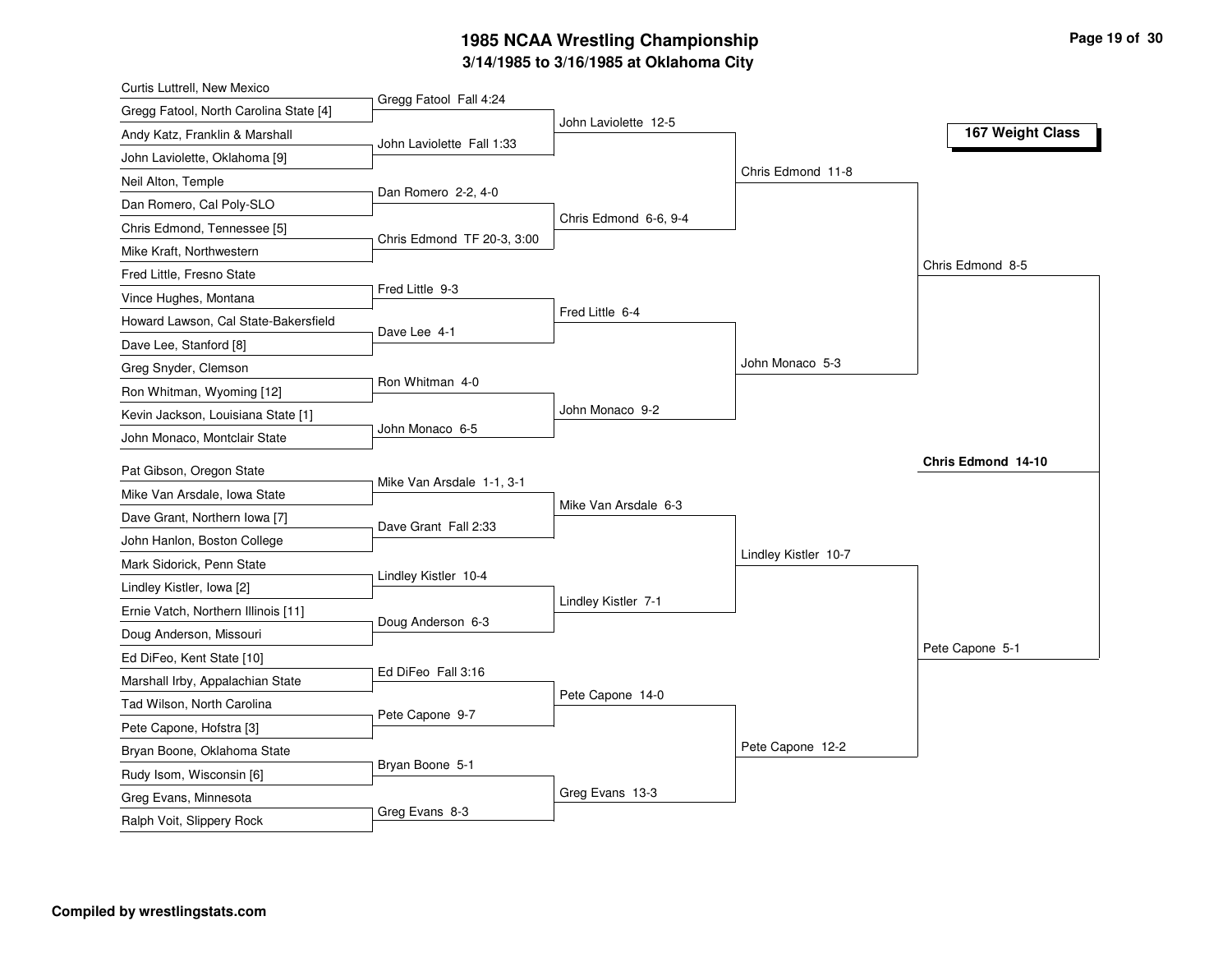# 1985 NCAA Wrestling Championship

## 3/14/1985 to 3/16/1985 at Oklahoma City

### 167 Weight Class

**First Round**

- Curtis Luttrell, New Mexico vs. Gregg Fatool, North Carolina State [4] — Gregg Fatool Fall 4:24
- Andy Katz, Franklin & Marshall vs. John Laviolette, Oklahoma [9] — John Laviolette Fall 1:33
- Neil Alton, Temple vs. Dan Romero, Cal Poly-SLO — Dan Romero 2-2, 4-0
- Chris Edmond, Tennessee [5] vs. Mike Kraft, Northwestern — Chris Edmond TF 20-3, 3:00
- Fred Little, Fresno State vs. Vince Hughes, Montana — Fred Little 9-3
- Howard Lawson, Cal State-Bakersfield vs. Dave Lee, Stanford [8] — Dave Lee 4-1
- Greg Snyder, Clemson vs. Ron Whitman, Wyoming [12] — Ron Whitman 4-0
- Kevin Jackson, Louisiana State [1] vs. John Monaco, Montclair State — John Monaco 6-5
- Pat Gibson, Oregon State vs. Mike Van Arsdale, Iowa State — Mike Van Arsdale 1-1, 3-1
- Dave Grant, Northern Iowa [7] vs. John Hanlon, Boston College — Dave Grant Fall 2:33
- Mark Sidorick, Penn State vs. Lindley Kistler, Iowa [2] — Lindley Kistler 10-4
- Ernie Vatch, Northern Illinois [11] vs. Doug Anderson, Missouri — Doug Anderson 6-3
- Ed DiFeo, Kent State [10] vs. Marshall Irby, Appalachian State — Ed DiFeo Fall 3:16
- Tad Wilson, North Carolina vs. Pete Capone, Hofstra [3] — Pete Capone 9-7
- Bryan Boone, Oklahoma State vs. Rudy Isom, Wisconsin [6] — Bryan Boone 5-1
- Greg Evans, Minnesota vs. Ralph Voit, Slippery Rock — Greg Evans 8-3

**Second Round**

- John Laviolette 12-5
- Chris Edmond 6-6, 9-4
- Fred Little 6-4
- John Monaco 9-2
- Mike Van Arsdale 6-3
- Lindley Kistler 7-1
- Pete Capone 14-0
- Greg Evans 13-3

**Quarterfinals**

- Chris Edmond 11-8
- John Monaco 5-3
- Lindley Kistler 10-7
- Pete Capone 12-2

**Semifinals**

- Chris Edmond 8-5
- Pete Capone 5-1

**Championship**

- **Chris Edmond 14-10**

**Compiled by wrestlingstats.com**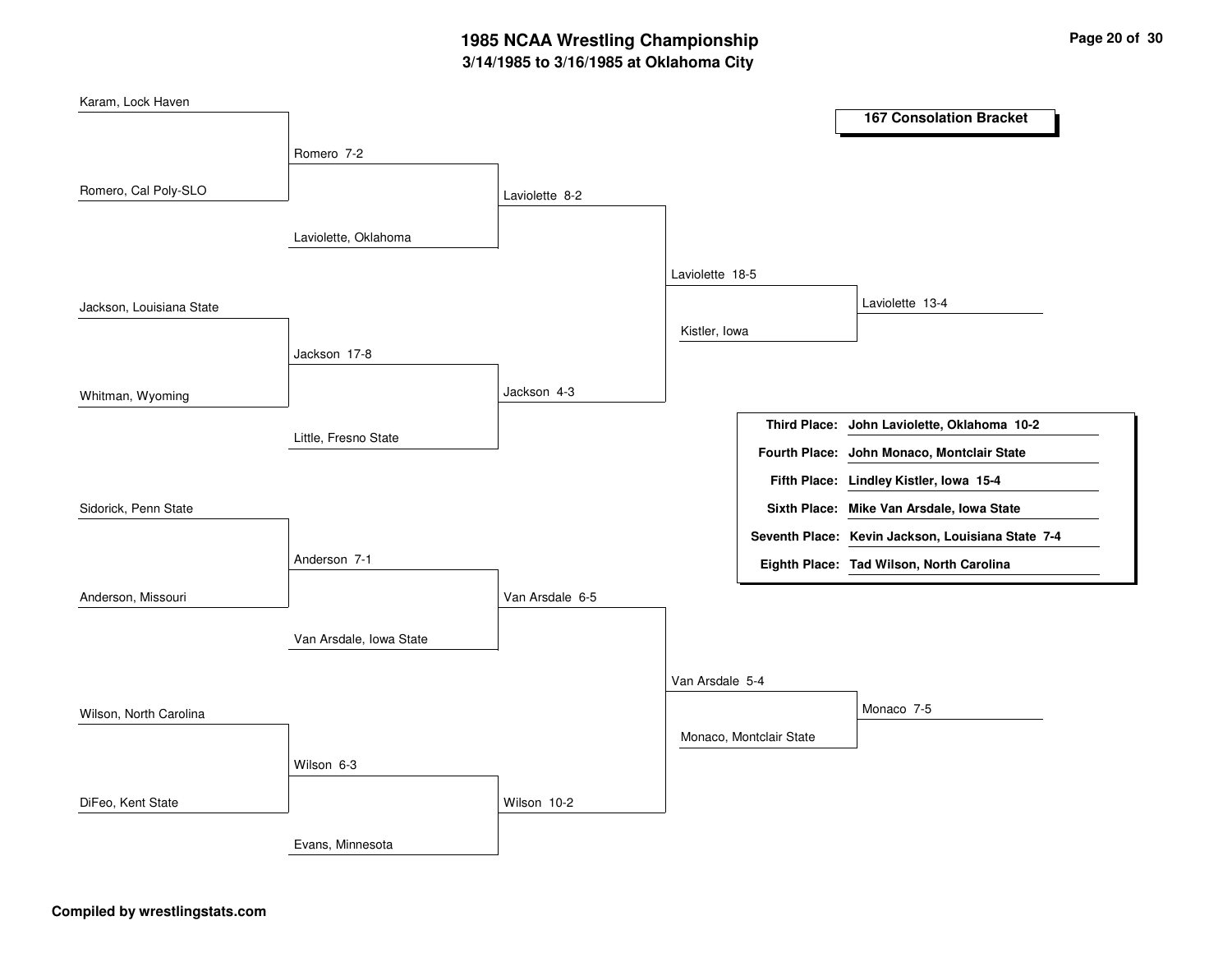# 1985 NCAA Wrestling Championship

## 3/14/1985 to 3/16/1985 at Oklahoma City

### 167 Consolation Bracket

**Round 1**

- Karam, Lock Haven vs. Romero, Cal Poly-SLO — Romero 7-2
- Jackson, Louisiana State vs. Whitman, Wyoming — Jackson 17-8
- Sidorick, Penn State vs. Anderson, Missouri — Anderson 7-1
- Wilson, North Carolina vs. DiFeo, Kent State — Wilson 6-3

**Round 2**

- Romero vs. Laviolette, Oklahoma — Laviolette 8-2
- Jackson vs. Little, Fresno State — Jackson 4-3
- Anderson vs. Van Arsdale, Iowa State — Van Arsdale 6-5
- Wilson vs. Evans, Minnesota — Wilson 10-2

**Round 3**

- Laviolette vs. Jackson — Laviolette 18-5
- Van Arsdale vs. Wilson — Van Arsdale 5-4

**Round 4**

- Laviolette vs. Kistler, Iowa — Laviolette 13-4
- Van Arsdale vs. Monaco, Montclair State — Monaco 7-5

| Place | Result |
|---|---|
| **Third Place:** | **John Laviolette, Oklahoma 10-2** |
| **Fourth Place:** | **John Monaco, Montclair State** |
| **Fifth Place:** | **Lindley Kistler, Iowa 15-4** |
| **Sixth Place:** | **Mike Van Arsdale, Iowa State** |
| **Seventh Place:** | **Kevin Jackson, Louisiana State 7-4** |
| **Eighth Place:** | **Tad Wilson, North Carolina** |

**Compiled by wrestlingstats.com**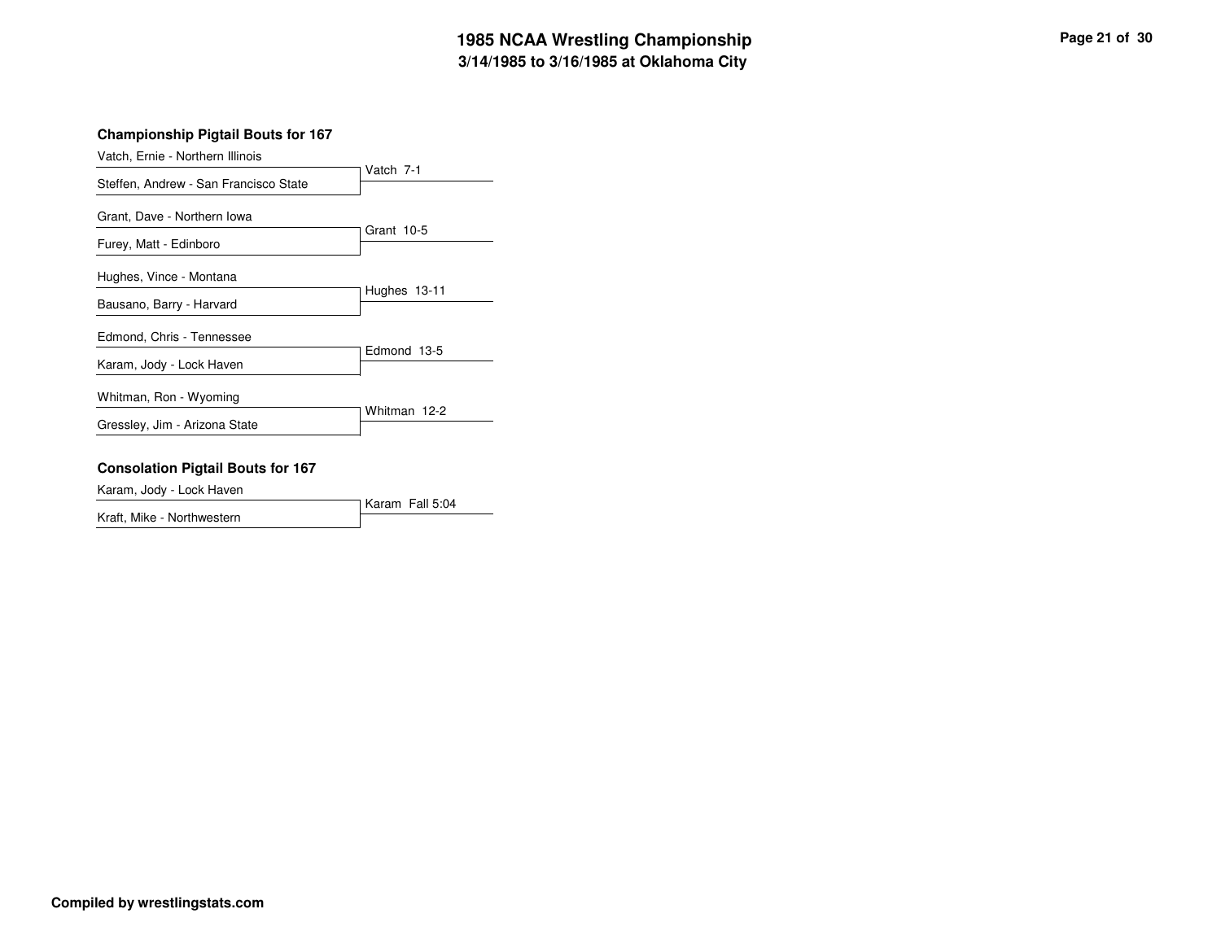# 1985 NCAA Wrestling Championship

## 3/14/1985 to 3/16/1985 at Oklahoma City

### Championship Pigtail Bouts for 167

| Wrestler 1 | Wrestler 2 | Result |
|---|---|---|
| Vatch, Ernie - Northern Illinois | Steffen, Andrew - San Francisco State | Vatch 7-1 |
| Grant, Dave - Northern Iowa | Furey, Matt - Edinboro | Grant 10-5 |
| Hughes, Vince - Montana | Bausano, Barry - Harvard | Hughes 13-11 |
| Edmond, Chris - Tennessee | Karam, Jody - Lock Haven | Edmond 13-5 |
| Whitman, Ron - Wyoming | Gressley, Jim - Arizona State | Whitman 12-2 |

### Consolation Pigtail Bouts for 167

| Wrestler 1 | Wrestler 2 | Result |
|---|---|---|
| Karam, Jody - Lock Haven | Kraft, Mike - Northwestern | Karam Fall 5:04 |

**Compiled by wrestlingstats.com**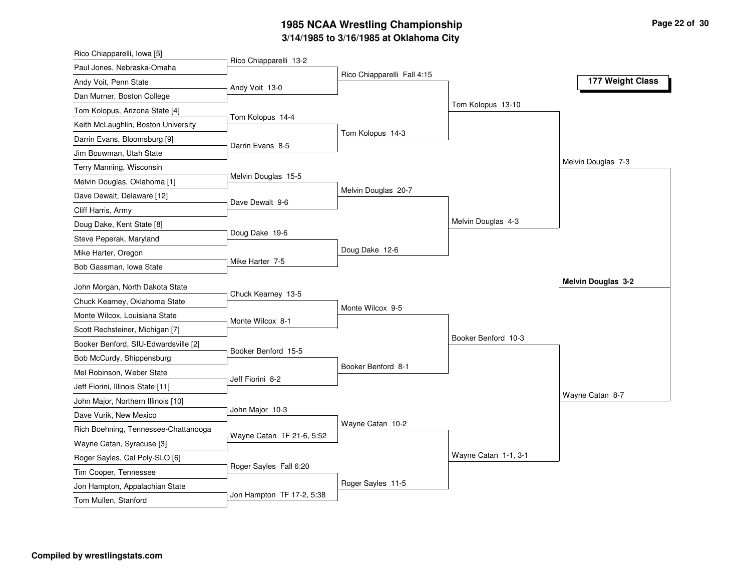# 1985 NCAA Wrestling Championship

## 3/14/1985 to 3/16/1985 at Oklahoma City

### 177 Weight Class

**First Round**

- Rico Chiapparelli, Iowa [5] vs. Paul Jones, Nebraska-Omaha — Rico Chiapparelli 13-2
- Andy Voit, Penn State vs. Dan Murner, Boston College — Andy Voit 13-0
- Tom Kolopus, Arizona State [4] vs. Keith McLaughlin, Boston University — Tom Kolopus 14-4
- Darrin Evans, Bloomsburg [9] vs. Jim Bouwman, Utah State — Darrin Evans 8-5
- Terry Manning, Wisconsin vs. Melvin Douglas, Oklahoma [1] — Melvin Douglas 15-5
- Dave Dewalt, Delaware [12] vs. Cliff Harris, Army — Dave Dewalt 9-6
- Doug Dake, Kent State [8] vs. Steve Peperak, Maryland — Doug Dake 19-6
- Mike Harter, Oregon vs. Bob Gassman, Iowa State — Mike Harter 7-5
- John Morgan, North Dakota State vs. Chuck Kearney, Oklahoma State — Chuck Kearney 13-5
- Monte Wilcox, Louisiana State vs. Scott Rechsteiner, Michigan [7] — Monte Wilcox 8-1
- Booker Benford, SIU-Edwardsville [2] vs. Bob McCurdy, Shippensburg — Booker Benford 15-5
- Mel Robinson, Weber State vs. Jeff Fiorini, Illinois State [11] — Jeff Fiorini 8-2
- John Major, Northern Illinois [10] vs. Dave Vurik, New Mexico — John Major 10-3
- Rich Boehning, Tennessee-Chattanooga vs. Wayne Catan, Syracuse [3] — Wayne Catan TF 21-6, 5:52
- Roger Sayles, Cal Poly-SLO [6] vs. Tim Cooper, Tennessee — Roger Sayles Fall 6:20
- Jon Hampton, Appalachian State vs. Tom Mullen, Stanford — Jon Hampton TF 17-2, 5:38

**Second Round**

- Rico Chiapparelli Fall 4:15
- Tom Kolopus 14-3
- Melvin Douglas 20-7
- Doug Dake 12-6
- Monte Wilcox 9-5
- Booker Benford 8-1
- Wayne Catan 10-2
- Roger Sayles 11-5

**Quarterfinals**

- Tom Kolopus 13-10
- Melvin Douglas 4-3
- Booker Benford 10-3
- Wayne Catan 1-1, 3-1

**Semifinals**

- Melvin Douglas 7-3
- Wayne Catan 8-7

**Final**

- **Melvin Douglas 3-2**

Compiled by wrestlingstats.com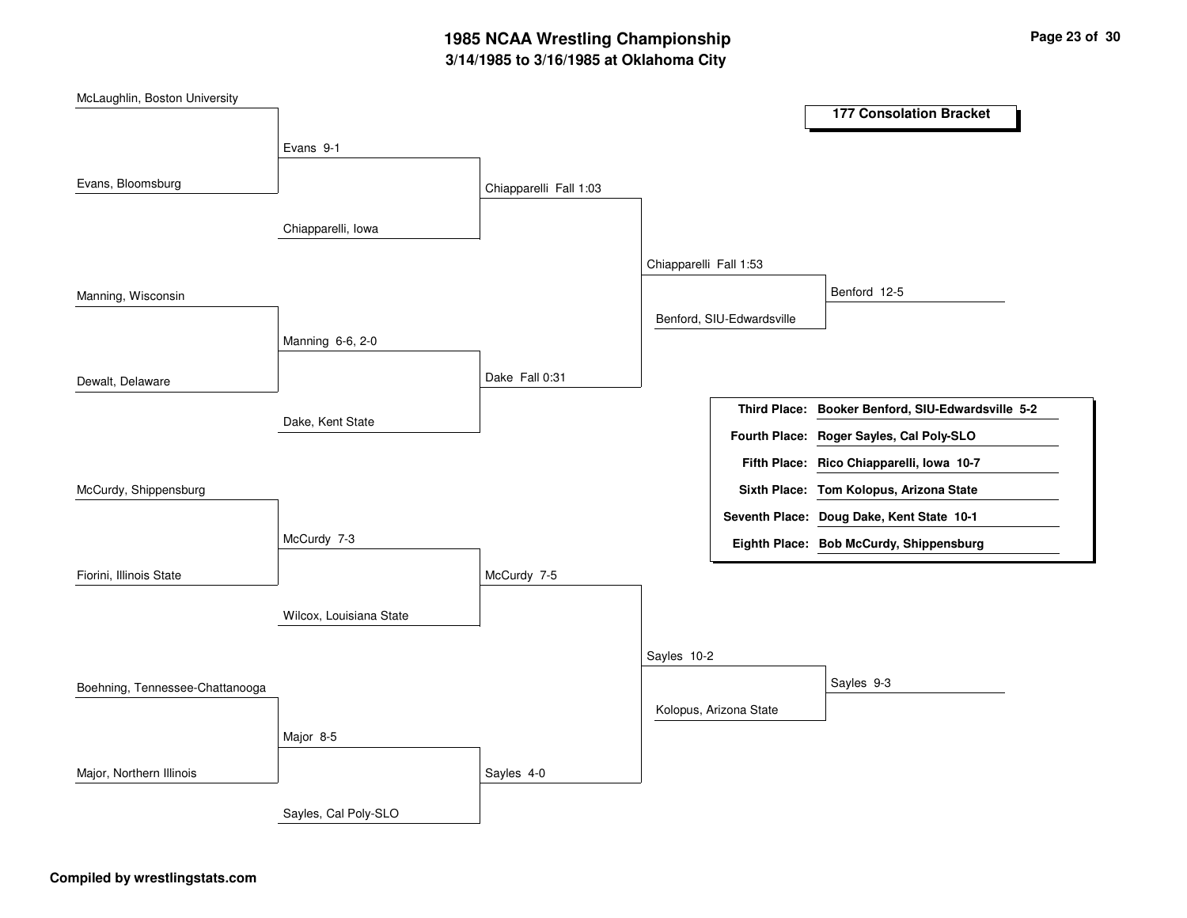# 1985 NCAA Wrestling Championship

## 3/14/1985 to 3/16/1985 at Oklahoma City

### 177 Consolation Bracket

**Round 1**

- McLaughlin, Boston University vs. Evans, Bloomsburg — Evans 9-1
- Manning, Wisconsin vs. Dewalt, Delaware — Manning 6-6, 2-0
- McCurdy, Shippensburg vs. Fiorini, Illinois State — McCurdy 7-3
- Boehning, Tennessee-Chattanooga vs. Major, Northern Illinois — Major 8-5

**Round 2**

- Evans vs. Chiapparelli, Iowa — Chiapparelli Fall 1:03
- Manning vs. Dake, Kent State — Dake Fall 0:31
- McCurdy vs. Wilcox, Louisiana State — McCurdy 7-5
- Major vs. Sayles, Cal Poly-SLO — Sayles 4-0

**Round 3**

- Chiapparelli vs. Dake — Chiapparelli Fall 1:53
- McCurdy vs. Sayles — Sayles 10-2

**Round 4**

- Chiapparelli vs. Benford, SIU-Edwardsville — Benford 12-5
- Sayles vs. Kolopus, Arizona State — Sayles 9-3

| Place | Wrestler |
|---|---|
| **Third Place:** | **Booker Benford, SIU-Edwardsville 5-2** |
| **Fourth Place:** | **Roger Sayles, Cal Poly-SLO** |
| **Fifth Place:** | **Rico Chiapparelli, Iowa 10-7** |
| **Sixth Place:** | **Tom Kolopus, Arizona State** |
| **Seventh Place:** | **Doug Dake, Kent State 10-1** |
| **Eighth Place:** | **Bob McCurdy, Shippensburg** |

**Compiled by wrestlingstats.com**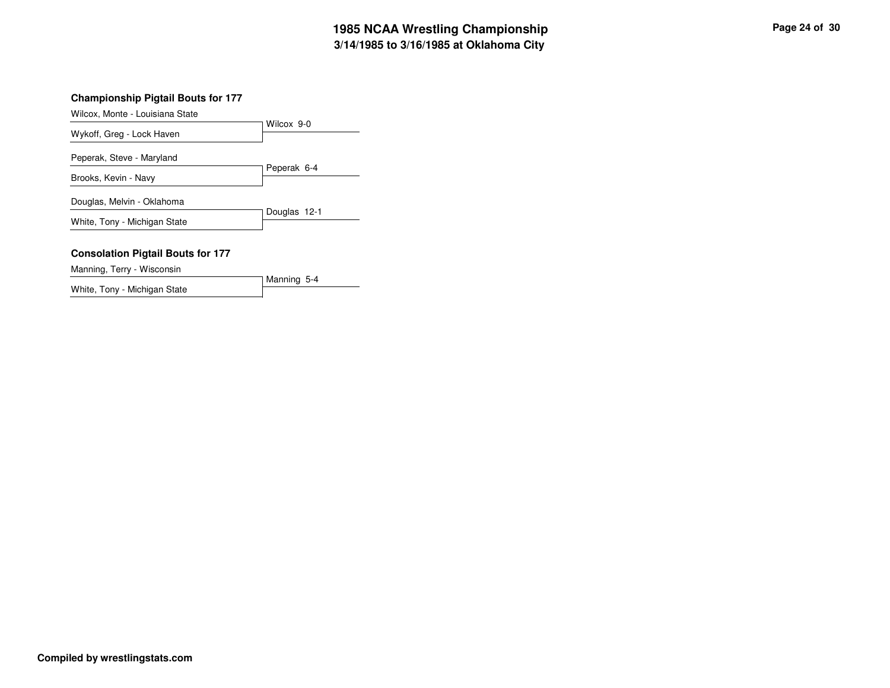# 1985 NCAA Wrestling Championship
## 3/14/1985 to 3/16/1985 at Oklahoma City

### Championship Pigtail Bouts for 177

| Wrestler | Result |
| --- | --- |
| Wilcox, Monte - Louisiana State | Wilcox 9-0 |
| Wykoff, Greg - Lock Haven | |
| Peperak, Steve - Maryland | Peperak 6-4 |
| Brooks, Kevin - Navy | |
| Douglas, Melvin - Oklahoma | Douglas 12-1 |
| White, Tony - Michigan State | |

### Consolation Pigtail Bouts for 177

| Wrestler | Result |
| --- | --- |
| Manning, Terry - Wisconsin | Manning 5-4 |
| White, Tony - Michigan State | |

**Compiled by wrestlingstats.com**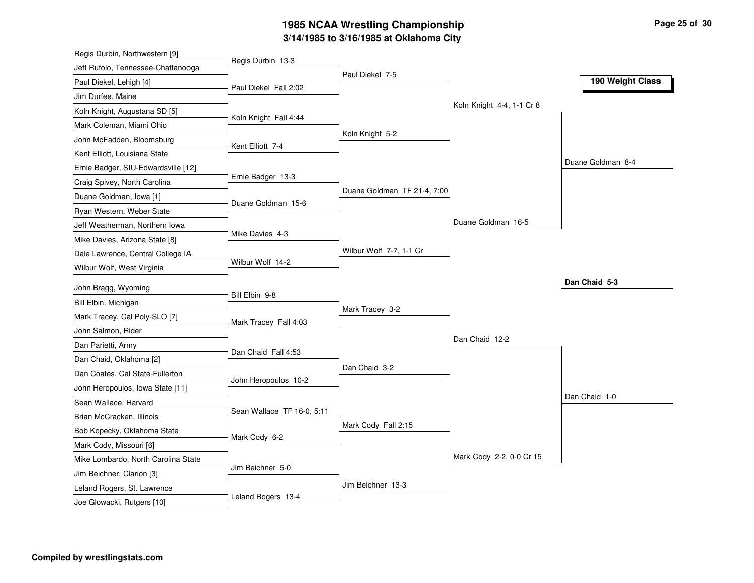# 1985 NCAA Wrestling Championship

## 3/14/1985 to 3/16/1985 at Oklahoma City

### 190 Weight Class

**First Round**

- Regis Durbin, Northwestern [9] vs. Jeff Rufolo, Tennessee-Chattanooga — Regis Durbin 13-3
- Paul Diekel, Lehigh [4] vs. Jim Durfee, Maine — Paul Diekel Fall 2:02
- Koln Knight, Augustana SD [5] vs. Mark Coleman, Miami Ohio — Koln Knight Fall 4:44
- John McFadden, Bloomsburg vs. Kent Elliott, Louisiana State — Kent Elliott 7-4
- Ernie Badger, SIU-Edwardsville [12] vs. Craig Spivey, North Carolina — Ernie Badger 13-3
- Duane Goldman, Iowa [1] vs. Ryan Western, Weber State — Duane Goldman 15-6
- Jeff Weatherman, Northern Iowa vs. Mike Davies, Arizona State [8] — Mike Davies 4-3
- Dale Lawrence, Central College IA vs. Wilbur Wolf, West Virginia — Wilbur Wolf 14-2
- John Bragg, Wyoming vs. Bill Elbin, Michigan — Bill Elbin 9-8
- Mark Tracey, Cal Poly-SLO [7] vs. John Salmon, Rider — Mark Tracey Fall 4:03
- Dan Parietti, Army vs. Dan Chaid, Oklahoma [2] — Dan Chaid Fall 4:53
- Dan Coates, Cal State-Fullerton vs. John Heropoulos, Iowa State [11] — John Heropoulos 10-2
- Sean Wallace, Harvard vs. Brian McCracken, Illinois — Sean Wallace TF 16-0, 5:11
- Bob Kopecky, Oklahoma State vs. Mark Cody, Missouri [6] — Mark Cody 6-2
- Mike Lombardo, North Carolina State vs. Jim Beichner, Clarion [3] — Jim Beichner 5-0
- Leland Rogers, St. Lawrence vs. Joe Glowacki, Rutgers [10] — Leland Rogers 13-4

**Second Round**

- Paul Diekel 7-5
- Koln Knight 5-2
- Duane Goldman TF 21-4, 7:00
- Wilbur Wolf 7-7, 1-1 Cr
- Mark Tracey 3-2
- Dan Chaid 3-2
- Mark Cody Fall 2:15
- Jim Beichner 13-3

**Quarterfinals**

- Koln Knight 4-4, 1-1 Cr 8
- Duane Goldman 16-5
- Dan Chaid 12-2
- Mark Cody 2-2, 0-0 Cr 15

**Semifinals**

- Duane Goldman 8-4
- Dan Chaid 1-0

**Final**

- **Dan Chaid 5-3**

**Compiled by wrestlingstats.com**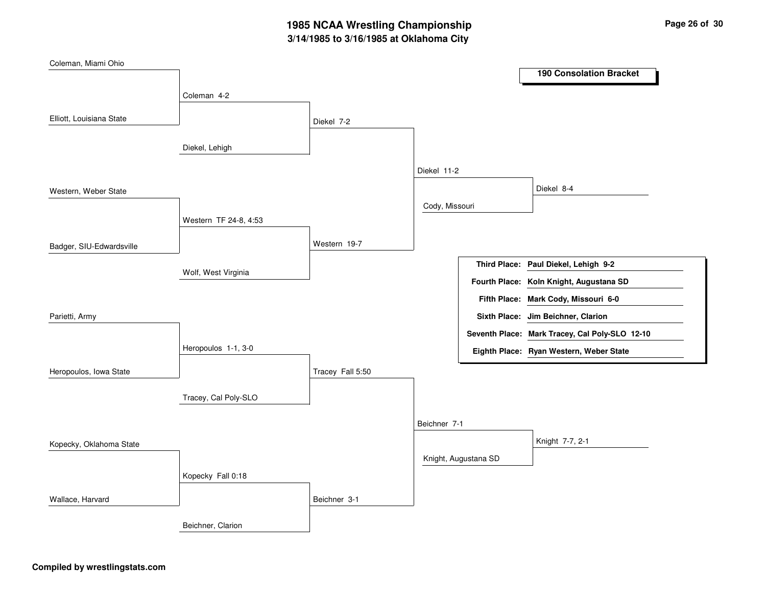# 1985 NCAA Wrestling Championship
## 3/14/1985 to 3/16/1985 at Oklahoma City

### 190 Consolation Bracket

**First round**

- Coleman, Miami Ohio vs. Elliott, Louisiana State — Coleman 4-2
- Western, Weber State vs. Badger, SIU-Edwardsville — Western TF 24-8, 4:53
- Parietti, Army vs. Heropoulos, Iowa State — Heropoulos 1-1, 3-0
- Kopecky, Oklahoma State vs. Wallace, Harvard — Kopecky Fall 0:18

**Second round**

- Coleman vs. Diekel, Lehigh — Diekel 7-2
- Western vs. Wolf, West Virginia — Western 19-7
- Heropoulos vs. Tracey, Cal Poly-SLO — Tracey Fall 5:50
- Kopecky vs. Beichner, Clarion — Beichner 3-1

**Third round**

- Diekel vs. Western — Diekel 11-2
- Tracey vs. Beichner — Beichner 7-1

**Fourth round**

- Diekel vs. Cody, Missouri — Diekel 8-4
- Beichner vs. Knight, Augustana SD — Knight 7-7, 2-1

| Place | Result |
|---|---|
| **Third Place:** | **Paul Diekel, Lehigh 9-2** |
| **Fourth Place:** | **Koln Knight, Augustana SD** |
| **Fifth Place:** | **Mark Cody, Missouri 6-0** |
| **Sixth Place:** | **Jim Beichner, Clarion** |
| **Seventh Place:** | **Mark Tracey, Cal Poly-SLO 12-10** |
| **Eighth Place:** | **Ryan Western, Weber State** |

**Compiled by wrestlingstats.com**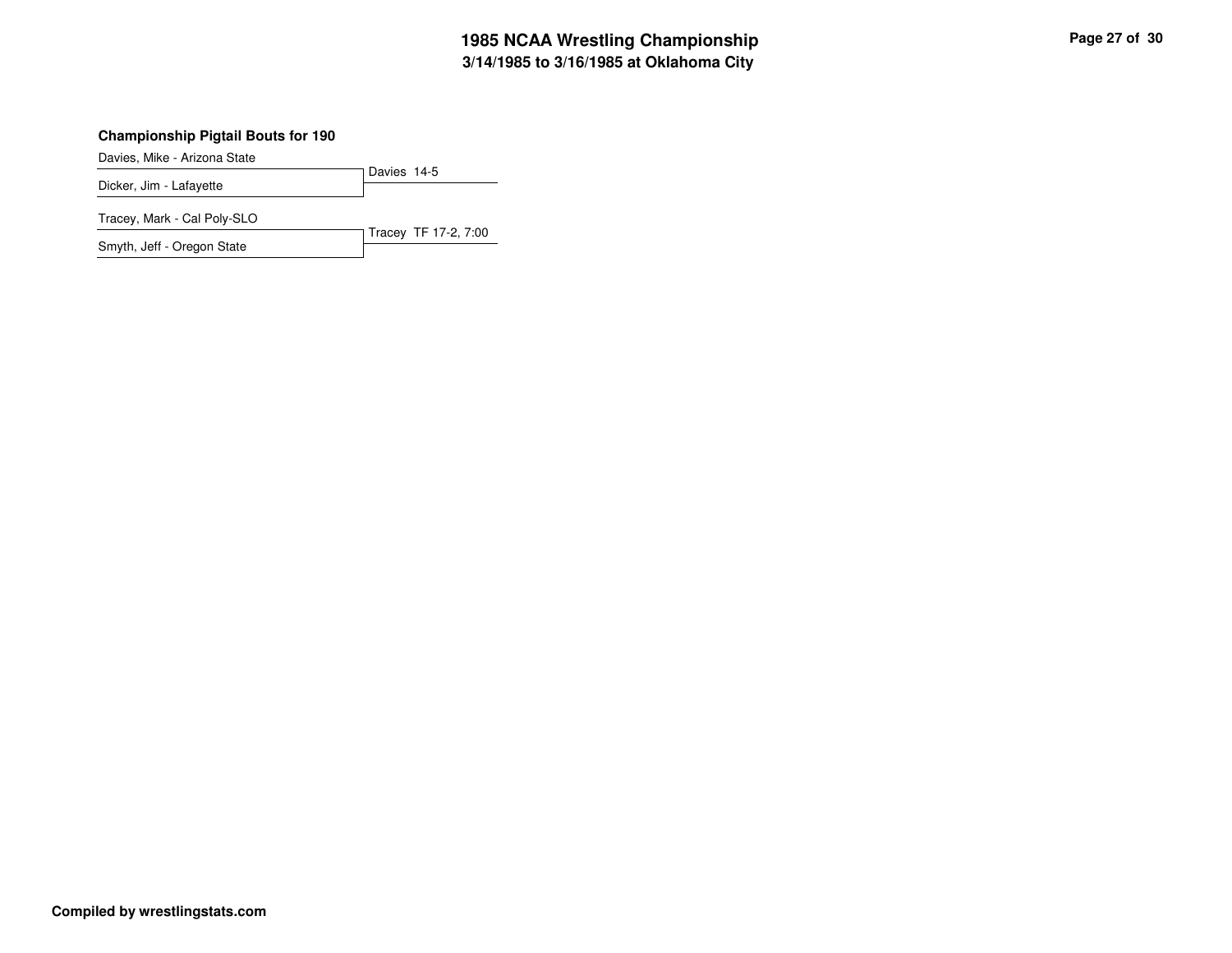### Championship Pigtail Bouts for 190

| Wrestler | Result |
| --- | --- |
| Davies, Mike - Arizona State | Davies 14-5 |
| Dicker, Jim - Lafayette | |
| Tracey, Mark - Cal Poly-SLO | Tracey TF 17-2, 7:00 |
| Smyth, Jeff - Oregon State | |

**Compiled by wrestlingstats.com**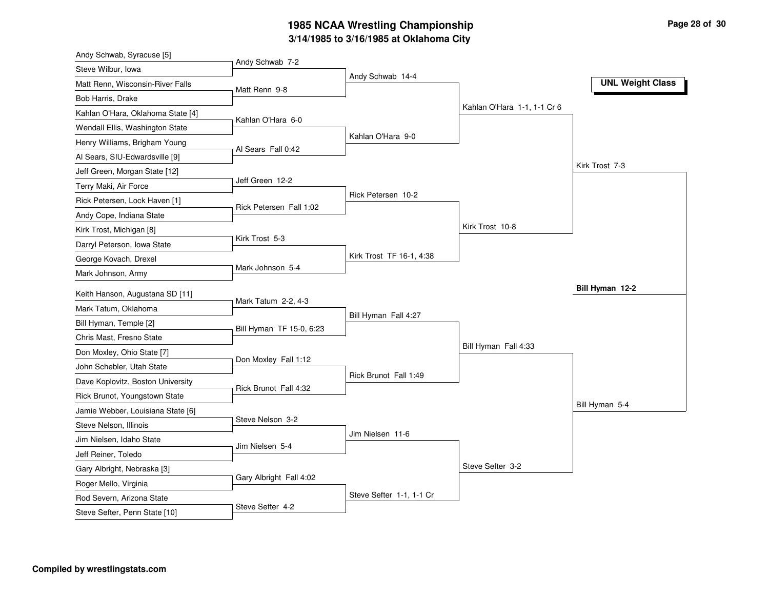# 1985 NCAA Wrestling Championship

## 3/14/1985 to 3/16/1985 at Oklahoma City

**UNL Weight Class**

### First Round

| Wrestler 1 | Wrestler 2 | Result |
| --- | --- | --- |
| Andy Schwab, Syracuse [5] | Steve Wilbur, Iowa | Andy Schwab 7-2 |
| Matt Renn, Wisconsin-River Falls | Bob Harris, Drake | Matt Renn 9-8 |
| Kahlan O'Hara, Oklahoma State [4] | Wendall Ellis, Washington State | Kahlan O'Hara 6-0 |
| Henry Williams, Brigham Young | Al Sears, SIU-Edwardsville [9] | Al Sears Fall 0:42 |
| Jeff Green, Morgan State [12] | Terry Maki, Air Force | Jeff Green 12-2 |
| Rick Petersen, Lock Haven [1] | Andy Cope, Indiana State | Rick Petersen Fall 1:02 |
| Kirk Trost, Michigan [8] | Darryl Peterson, Iowa State | Kirk Trost 5-3 |
| George Kovach, Drexel | Mark Johnson, Army | Mark Johnson 5-4 |
| Keith Hanson, Augustana SD [11] | Mark Tatum, Oklahoma | Mark Tatum 2-2, 4-3 |
| Bill Hyman, Temple [2] | Chris Mast, Fresno State | Bill Hyman TF 15-0, 6:23 |
| Don Moxley, Ohio State [7] | John Schebler, Utah State | Don Moxley Fall 1:12 |
| Dave Koplovitz, Boston University | Rick Brunot, Youngstown State | Rick Brunot Fall 4:32 |
| Jamie Webber, Louisiana State [6] | Steve Nelson, Illinois | Steve Nelson 3-2 |
| Jim Nielsen, Idaho State | Jeff Reiner, Toledo | Jim Nielsen 5-4 |
| Gary Albright, Nebraska [3] | Roger Mello, Virginia | Gary Albright Fall 4:02 |
| Rod Severn, Arizona State | Steve Sefter, Penn State [10] | Steve Sefter 4-2 |

### Second Round

- Andy Schwab 14-4
- Kahlan O'Hara 9-0
- Rick Petersen 10-2
- Kirk Trost TF 16-1, 4:38
- Bill Hyman Fall 4:27
- Rick Brunot Fall 1:49
- Jim Nielsen 11-6
- Steve Sefter 1-1, 1-1 Cr

### Quarterfinals

- Kahlan O'Hara 1-1, 1-1 Cr 6
- Kirk Trost 10-8
- Bill Hyman Fall 4:33
- Steve Sefter 3-2

### Semifinals

- Kirk Trost 7-3
- Bill Hyman 5-4

### Final

- **Bill Hyman 12-2**

Compiled by wrestlingstats.com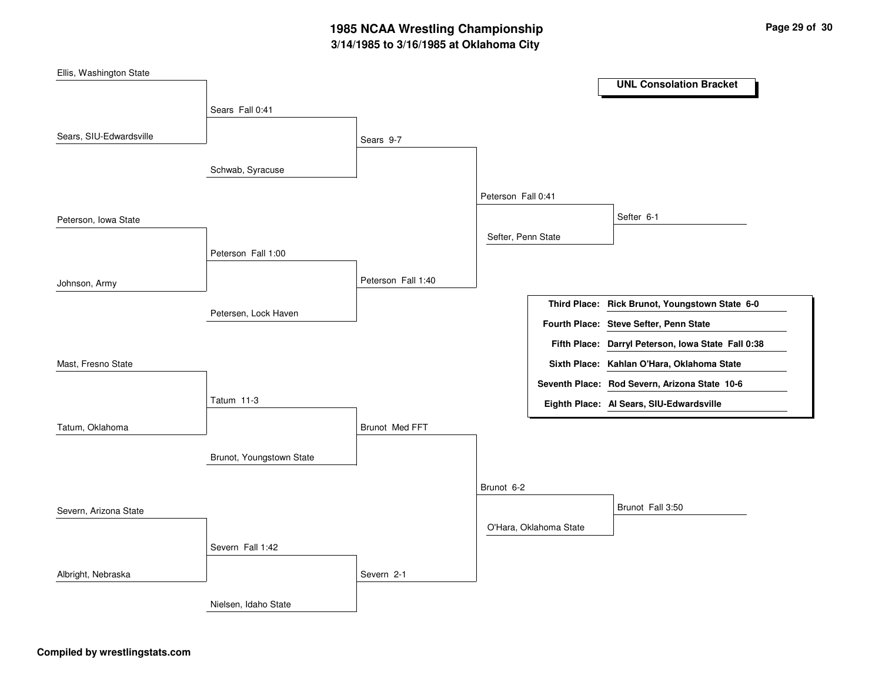# 1985 NCAA Wrestling Championship

## 3/14/1985 to 3/16/1985 at Oklahoma City

### UNL Consolation Bracket

**Round 1**

- Ellis, Washington State vs. Sears, SIU-Edwardsville — Sears Fall 0:41
- Peterson, Iowa State vs. Johnson, Army — Peterson Fall 1:00
- Mast, Fresno State vs. Tatum, Oklahoma — Tatum 11-3
- Severn, Arizona State vs. Albright, Nebraska — Severn Fall 1:42

**Round 2**

- Sears vs. Schwab, Syracuse — Sears 9-7
- Peterson vs. Petersen, Lock Haven — Peterson Fall 1:40
- Tatum vs. Brunot, Youngstown State — Brunot Med FFT
- Severn vs. Nielsen, Idaho State — Severn 2-1

**Round 3**

- Sears vs. Peterson — Peterson Fall 0:41
- Brunot vs. Severn — Brunot 6-2

**Round 4**

- Peterson vs. Sefter, Penn State — Sefter 6-1
- Brunot vs. O'Hara, Oklahoma State — Brunot Fall 3:50

| Place | Wrestler |
|---|---|
| **Third Place:** | **Rick Brunot, Youngstown State 6-0** |
| **Fourth Place:** | **Steve Sefter, Penn State** |
| **Fifth Place:** | **Darryl Peterson, Iowa State Fall 0:38** |
| **Sixth Place:** | **Kahlan O'Hara, Oklahoma State** |
| **Seventh Place:** | **Rod Severn, Arizona State 10-6** |
| **Eighth Place:** | **Al Sears, SIU-Edwardsville** |

**Compiled by wrestlingstats.com**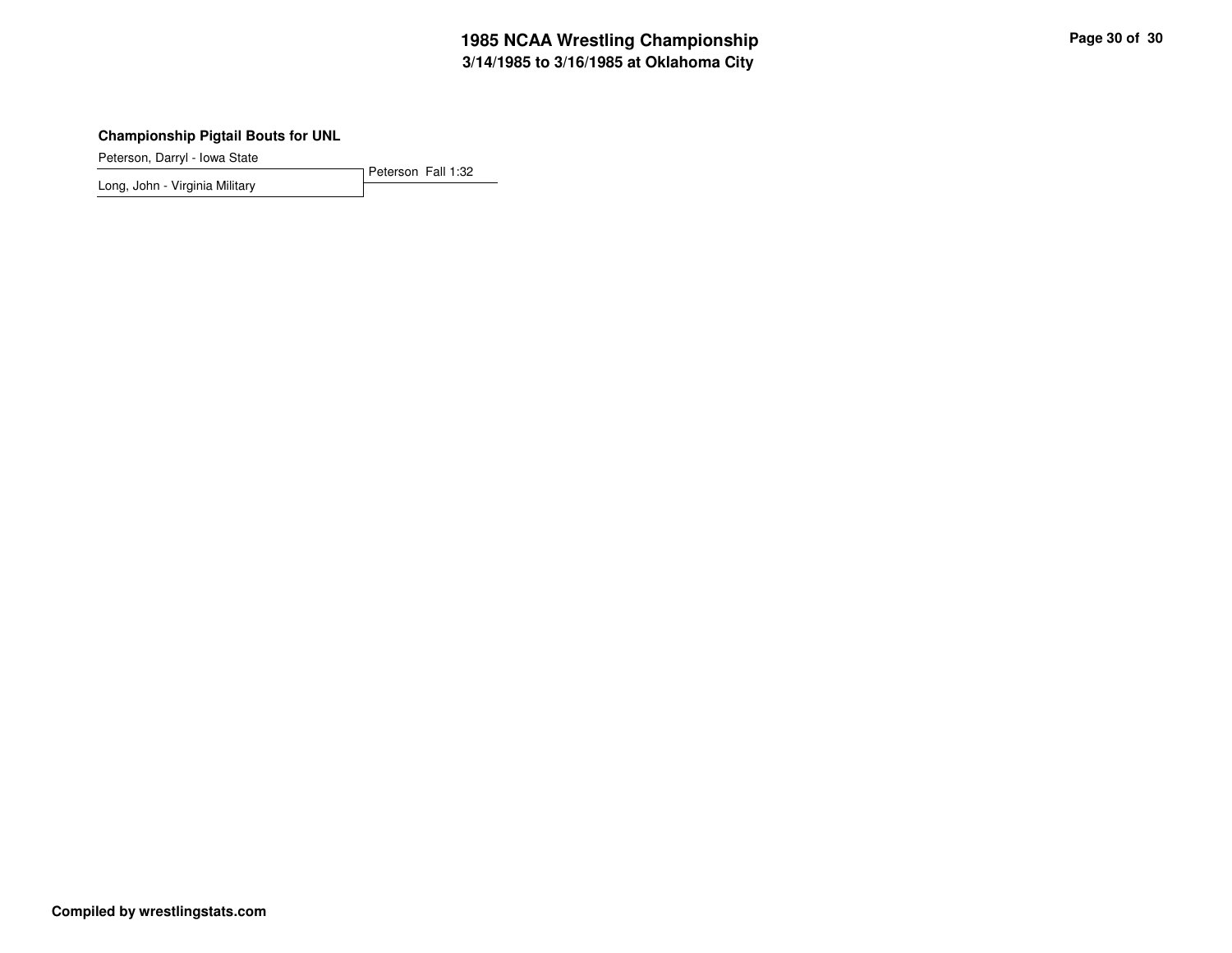**Championship Pigtail Bouts for UNL**

Peterson, Darryl - Iowa State

Long, John - Virginia Military

Peterson Fall 1:32

**Compiled by wrestlingstats.com**